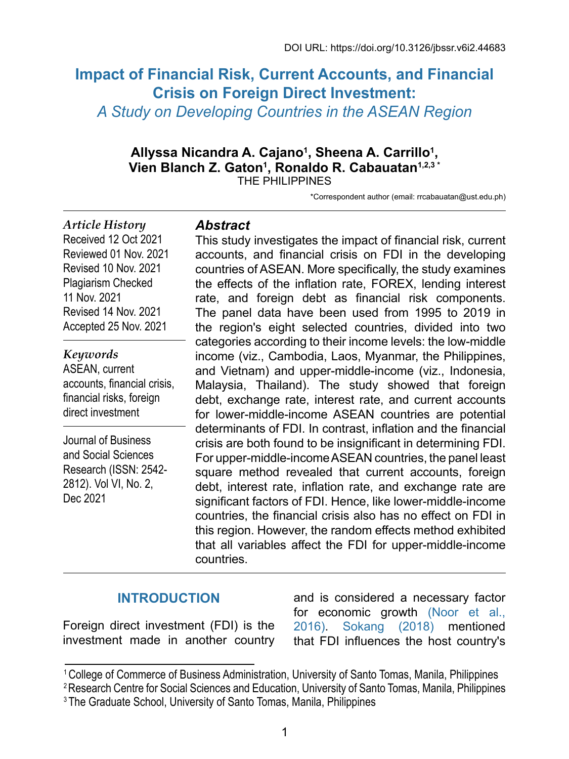DOI URL: https://doi.org/10.3126/jbssr.v6i2.44683

# Impact of Financial Risk, Current Accounts, and Financial Crisis on Foreign Direct Investment:

## *A Study on Developing Countries in the ASEAN Region*

**Allyssa Nicandra A. Cajano[1], Sheena A. Carrillo[1], Vien Blanch Z. Gaton[1], Ronaldo R. Cabauatan[1,2,3] \***

THE PHILIPPINES

\*Correspondent author (email: rrcabauatan@ust.edu.ph)

*Article History*

Received 12 Oct 2021
Reviewed 01 Nov. 2021
Revised 10 Nov. 2021
Plagiarism Checked 11 Nov. 2021
Revised 14 Nov. 2021
Accepted 25 Nov. 2021

*Keywords*

ASEAN, current accounts, financial crisis, financial risks, foreign direct investment

Journal of Business and Social Sciences Research (ISSN: 2542-2812). Vol VI, No. 2, Dec 2021

### *Abstract*

This study investigates the impact of financial risk, current accounts, and financial crisis on FDI in the developing countries of ASEAN. More specifically, the study examines the effects of the inflation rate, FOREX, lending interest rate, and foreign debt as financial risk components. The panel data have been used from 1995 to 2019 in the region's eight selected countries, divided into two categories according to their income levels: the low-middle income (viz., Cambodia, Laos, Myanmar, the Philippines, and Vietnam) and upper-middle-income (viz., Indonesia, Malaysia, Thailand). The study showed that foreign debt, exchange rate, interest rate, and current accounts for lower-middle-income ASEAN countries are potential determinants of FDI. In contrast, inflation and the financial crisis are both found to be insignificant in determining FDI. For upper-middle-income ASEAN countries, the panel least square method revealed that current accounts, foreign debt, interest rate, inflation rate, and exchange rate are significant factors of FDI. Hence, like lower-middle-income countries, the financial crisis also has no effect on FDI in this region. However, the random effects method exhibited that all variables affect the FDI for upper-middle-income countries.

## INTRODUCTION

Foreign direct investment (FDI) is the investment made in another country and is considered a necessary factor for economic growth (Noor et al., 2016). Sokang (2018) mentioned that FDI influences the host country's

[1] College of Commerce of Business Administration, University of Santo Tomas, Manila, Philippines
[2] Research Centre for Social Sciences and Education, University of Santo Tomas, Manila, Philippines
[3] The Graduate School, University of Santo Tomas, Manila, Philippines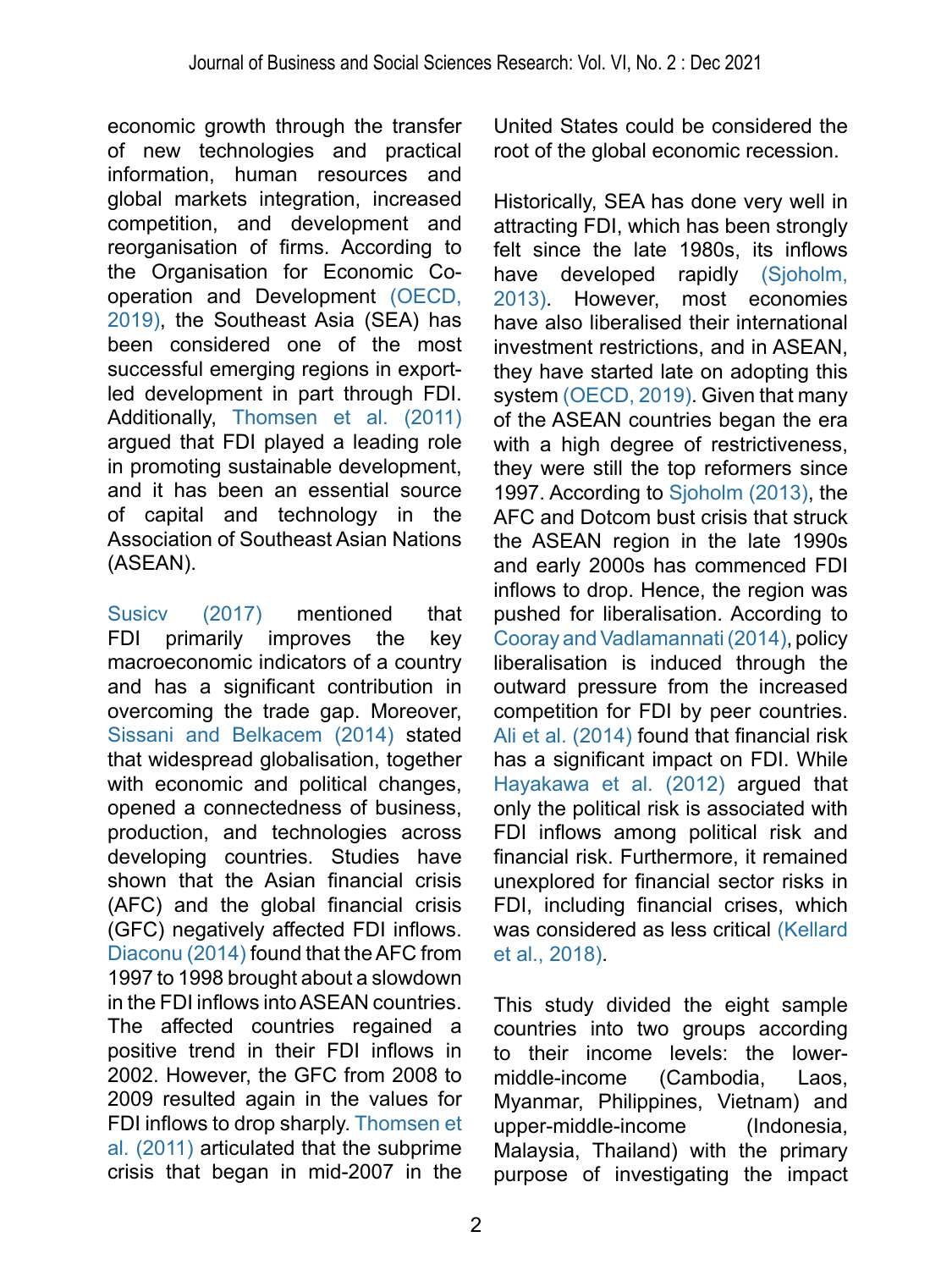economic growth through the transfer of new technologies and practical information, human resources and global markets integration, increased competition, and development and reorganisation of firms. According to the Organisation for Economic Co-operation and Development (OECD, 2019), the Southeast Asia (SEA) has been considered one of the most successful emerging regions in export-led development in part through FDI. Additionally, Thomsen et al. (2011) argued that FDI played a leading role in promoting sustainable development, and it has been an essential source of capital and technology in the Association of Southeast Asian Nations (ASEAN).

Susicv (2017) mentioned that FDI primarily improves the key macroeconomic indicators of a country and has a significant contribution in overcoming the trade gap. Moreover, Sissani and Belkacem (2014) stated that widespread globalisation, together with economic and political changes, opened a connectedness of business, production, and technologies across developing countries. Studies have shown that the Asian financial crisis (AFC) and the global financial crisis (GFC) negatively affected FDI inflows. Diaconu (2014) found that the AFC from 1997 to 1998 brought about a slowdown in the FDI inflows into ASEAN countries. The affected countries regained a positive trend in their FDI inflows in 2002. However, the GFC from 2008 to 2009 resulted again in the values for FDI inflows to drop sharply. Thomsen et al. (2011) articulated that the subprime crisis that began in mid-2007 in the United States could be considered the root of the global economic recession.

Historically, SEA has done very well in attracting FDI, which has been strongly felt since the late 1980s, its inflows have developed rapidly (Sjoholm, 2013). However, most economies have also liberalised their international investment restrictions, and in ASEAN, they have started late on adopting this system (OECD, 2019). Given that many of the ASEAN countries began the era with a high degree of restrictiveness, they were still the top reformers since 1997. According to Sjoholm (2013), the AFC and Dotcom bust crisis that struck the ASEAN region in the late 1990s and early 2000s has commenced FDI inflows to drop. Hence, the region was pushed for liberalisation. According to Cooray and Vadlamannati (2014), policy liberalisation is induced through the outward pressure from the increased competition for FDI by peer countries. Ali et al. (2014) found that financial risk has a significant impact on FDI. While Hayakawa et al. (2012) argued that only the political risk is associated with FDI inflows among political risk and financial risk. Furthermore, it remained unexplored for financial sector risks in FDI, including financial crises, which was considered as less critical (Kellard et al., 2018).

This study divided the eight sample countries into two groups according to their income levels: the lower-middle-income (Cambodia, Laos, Myanmar, Philippines, Vietnam) and upper-middle-income (Indonesia, Malaysia, Thailand) with the primary purpose of investigating the impact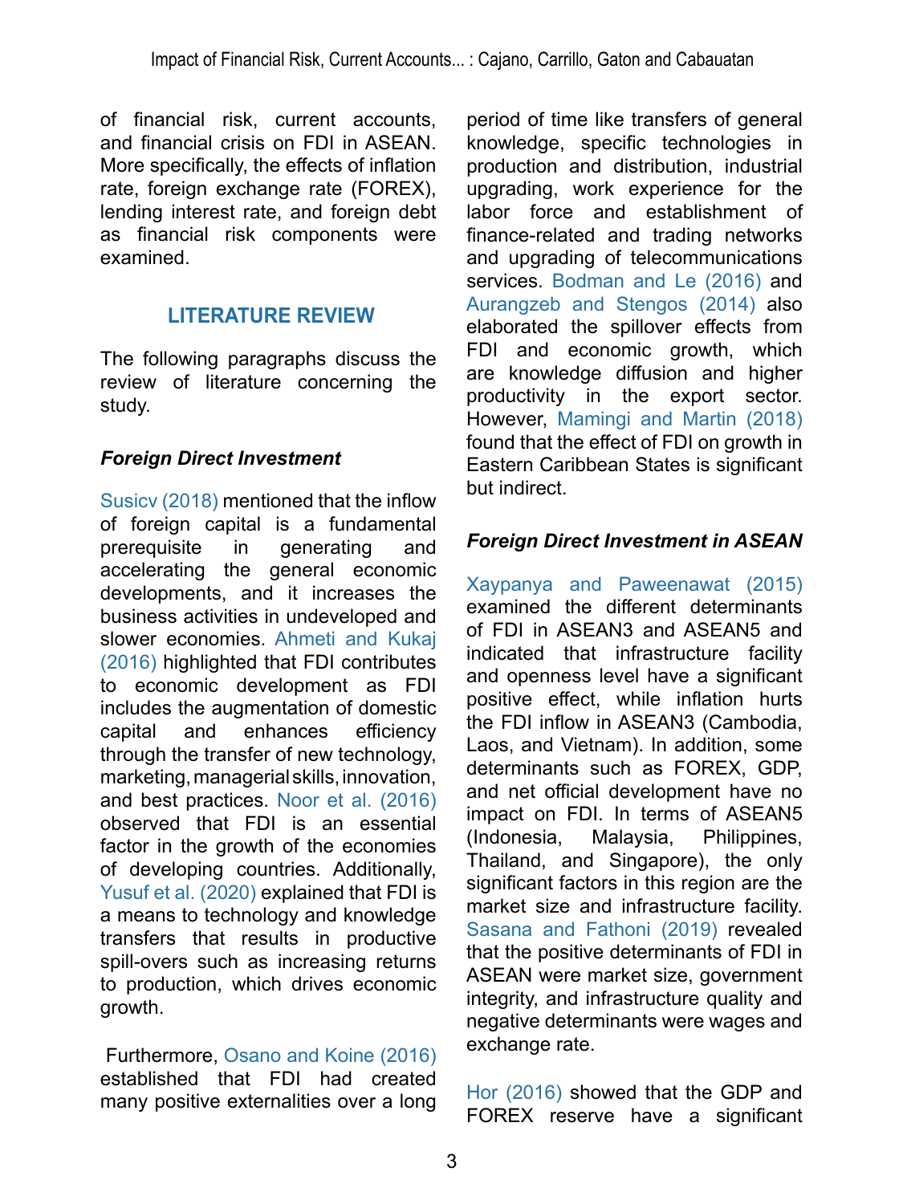of financial risk, current accounts, and financial crisis on FDI in ASEAN. More specifically, the effects of inflation rate, foreign exchange rate (FOREX), lending interest rate, and foreign debt as financial risk components were examined.

## LITERATURE REVIEW

The following paragraphs discuss the review of literature concerning the study.

### *Foreign Direct Investment*

Susicv (2018) mentioned that the inflow of foreign capital is a fundamental prerequisite in generating and accelerating the general economic developments, and it increases the business activities in undeveloped and slower economies. Ahmeti and Kukaj (2016) highlighted that FDI contributes to economic development as FDI includes the augmentation of domestic capital and enhances efficiency through the transfer of new technology, marketing, managerial skills, innovation, and best practices. Noor et al. (2016) observed that FDI is an essential factor in the growth of the economies of developing countries. Additionally, Yusuf et al. (2020) explained that FDI is a means to technology and knowledge transfers that results in productive spill-overs such as increasing returns to production, which drives economic growth.

Furthermore, Osano and Koine (2016) established that FDI had created many positive externalities over a long period of time like transfers of general knowledge, specific technologies in production and distribution, industrial upgrading, work experience for the labor force and establishment of finance-related and trading networks and upgrading of telecommunications services. Bodman and Le (2016) and Aurangzeb and Stengos (2014) also elaborated the spillover effects from FDI and economic growth, which are knowledge diffusion and higher productivity in the export sector. However, Mamingi and Martin (2018) found that the effect of FDI on growth in Eastern Caribbean States is significant but indirect.

### *Foreign Direct Investment in ASEAN*

Xaypanya and Paweenawat (2015) examined the different determinants of FDI in ASEAN3 and ASEAN5 and indicated that infrastructure facility and openness level have a significant positive effect, while inflation hurts the FDI inflow in ASEAN3 (Cambodia, Laos, and Vietnam). In addition, some determinants such as FOREX, GDP, and net official development have no impact on FDI. In terms of ASEAN5 (Indonesia, Malaysia, Philippines, Thailand, and Singapore), the only significant factors in this region are the market size and infrastructure facility. Sasana and Fathoni (2019) revealed that the positive determinants of FDI in ASEAN were market size, government integrity, and infrastructure quality and negative determinants were wages and exchange rate.

Hor (2016) showed that the GDP and FOREX reserve have a significant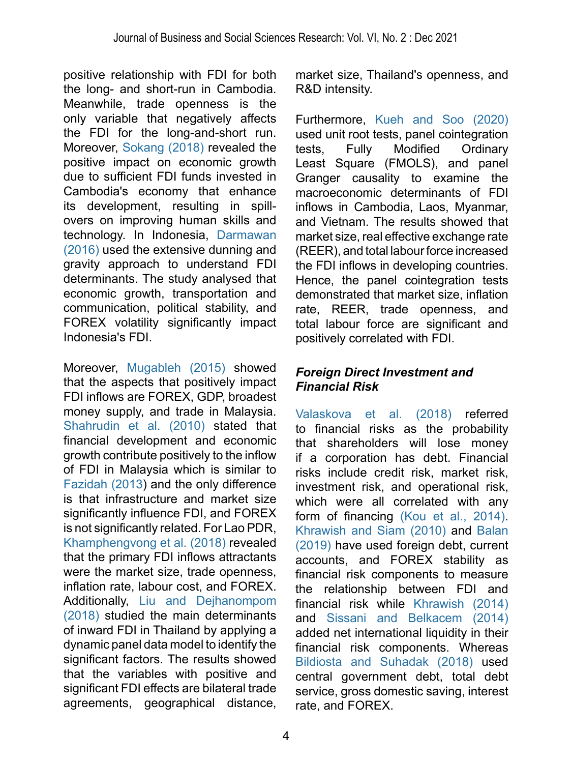positive relationship with FDI for both the long- and short-run in Cambodia. Meanwhile, trade openness is the only variable that negatively affects the FDI for the long-and-short run. Moreover, Sokang (2018) revealed the positive impact on economic growth due to sufficient FDI funds invested in Cambodia's economy that enhance its development, resulting in spill-overs on improving human skills and technology. In Indonesia, Darmawan (2016) used the extensive dunning and gravity approach to understand FDI determinants. The study analysed that economic growth, transportation and communication, political stability, and FOREX volatility significantly impact Indonesia's FDI.

Moreover, Mugableh (2015) showed that the aspects that positively impact FDI inflows are FOREX, GDP, broadest money supply, and trade in Malaysia. Shahrudin et al. (2010) stated that financial development and economic growth contribute positively to the inflow of FDI in Malaysia which is similar to Fazidah (2013) and the only difference is that infrastructure and market size significantly influence FDI, and FOREX is not significantly related. For Lao PDR, Khamphengvong et al. (2018) revealed that the primary FDI inflows attractants were the market size, trade openness, inflation rate, labour cost, and FOREX. Additionally, Liu and Dejhanompom (2018) studied the main determinants of inward FDI in Thailand by applying a dynamic panel data model to identify the significant factors. The results showed that the variables with positive and significant FDI effects are bilateral trade agreements, geographical distance, market size, Thailand's openness, and R&D intensity.

Furthermore, Kueh and Soo (2020) used unit root tests, panel cointegration tests, Fully Modified Ordinary Least Square (FMOLS), and panel Granger causality to examine the macroeconomic determinants of FDI inflows in Cambodia, Laos, Myanmar, and Vietnam. The results showed that market size, real effective exchange rate (REER), and total labour force increased the FDI inflows in developing countries. Hence, the panel cointegration tests demonstrated that market size, inflation rate, REER, trade openness, and total labour force are significant and positively correlated with FDI.

### *Foreign Direct Investment and Financial Risk*

Valaskova et al. (2018) referred to financial risks as the probability that shareholders will lose money if a corporation has debt. Financial risks include credit risk, market risk, investment risk, and operational risk, which were all correlated with any form of financing (Kou et al., 2014). Khrawish and Siam (2010) and Balan (2019) have used foreign debt, current accounts, and FOREX stability as financial risk components to measure the relationship between FDI and financial risk while Khrawish (2014) and Sissani and Belkacem (2014) added net international liquidity in their financial risk components. Whereas Bildiosta and Suhadak (2018) used central government debt, total debt service, gross domestic saving, interest rate, and FOREX.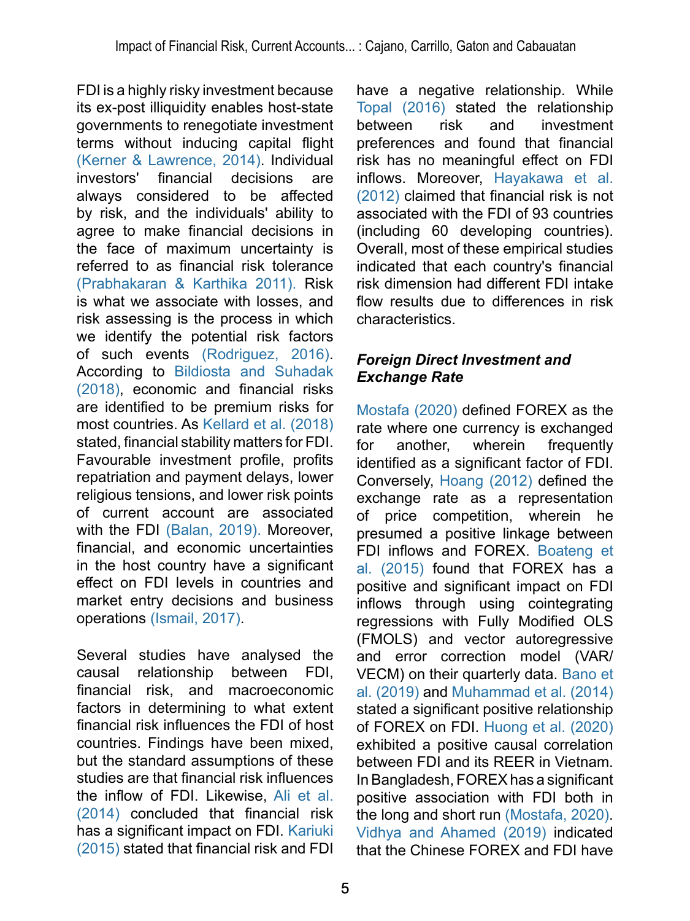FDI is a highly risky investment because its ex-post illiquidity enables host-state governments to renegotiate investment terms without inducing capital flight (Kerner & Lawrence, 2014). Individual investors' financial decisions are always considered to be affected by risk, and the individuals' ability to agree to make financial decisions in the face of maximum uncertainty is referred to as financial risk tolerance (Prabhakaran & Karthika 2011). Risk is what we associate with losses, and risk assessing is the process in which we identify the potential risk factors of such events (Rodriguez, 2016). According to Bildiosta and Suhadak (2018), economic and financial risks are identified to be premium risks for most countries. As Kellard et al. (2018) stated, financial stability matters for FDI. Favourable investment profile, profits repatriation and payment delays, lower religious tensions, and lower risk points of current account are associated with the FDI (Balan, 2019). Moreover, financial, and economic uncertainties in the host country have a significant effect on FDI levels in countries and market entry decisions and business operations (Ismail, 2017).

Several studies have analysed the causal relationship between FDI, financial risk, and macroeconomic factors in determining to what extent financial risk influences the FDI of host countries. Findings have been mixed, but the standard assumptions of these studies are that financial risk influences the inflow of FDI. Likewise, Ali et al. (2014) concluded that financial risk has a significant impact on FDI. Kariuki (2015) stated that financial risk and FDI have a negative relationship. While Topal (2016) stated the relationship between risk and investment preferences and found that financial risk has no meaningful effect on FDI inflows. Moreover, Hayakawa et al. (2012) claimed that financial risk is not associated with the FDI of 93 countries (including 60 developing countries). Overall, most of these empirical studies indicated that each country's financial risk dimension had different FDI intake flow results due to differences in risk characteristics.

### *Foreign Direct Investment and Exchange Rate*

Mostafa (2020) defined FOREX as the rate where one currency is exchanged for another, wherein frequently identified as a significant factor of FDI. Conversely, Hoang (2012) defined the exchange rate as a representation of price competition, wherein he presumed a positive linkage between FDI inflows and FOREX. Boateng et al. (2015) found that FOREX has a positive and significant impact on FDI inflows through using cointegrating regressions with Fully Modified OLS (FMOLS) and vector autoregressive and error correction model (VAR/VECM) on their quarterly data. Bano et al. (2019) and Muhammad et al. (2014) stated a significant positive relationship of FOREX on FDI. Huong et al. (2020) exhibited a positive causal correlation between FDI and its REER in Vietnam. In Bangladesh, FOREX has a significant positive association with FDI both in the long and short run (Mostafa, 2020). Vidhya and Ahamed (2019) indicated that the Chinese FOREX and FDI have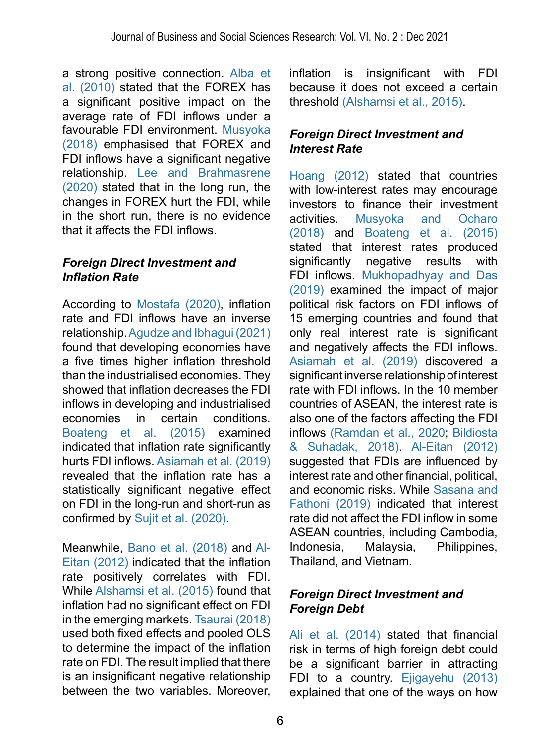a strong positive connection. Alba et al. (2010) stated that the FOREX has a significant positive impact on the average rate of FDI inflows under a favourable FDI environment. Musyoka (2018) emphasised that FOREX and FDI inflows have a significant negative relationship. Lee and Brahmasrene (2020) stated that in the long run, the changes in FOREX hurt the FDI, while in the short run, there is no evidence that it affects the FDI inflows.

### *Foreign Direct Investment and Inflation Rate*

According to Mostafa (2020), inflation rate and FDI inflows have an inverse relationship. Agudze and Ibhagui (2021) found that developing economies have a five times higher inflation threshold than the industrialised economies. They showed that inflation decreases the FDI inflows in developing and industrialised economies in certain conditions. Boateng et al. (2015) examined indicated that inflation rate significantly hurts FDI inflows. Asiamah et al. (2019) revealed that the inflation rate has a statistically significant negative effect on FDI in the long-run and short-run as confirmed by Sujit et al. (2020).

Meanwhile, Bano et al. (2018) and Al-Eitan (2012) indicated that the inflation rate positively correlates with FDI. While Alshamsi et al. (2015) found that inflation had no significant effect on FDI in the emerging markets. Tsaurai (2018) used both fixed effects and pooled OLS to determine the impact of the inflation rate on FDI. The result implied that there is an insignificant negative relationship between the two variables. Moreover, inflation is insignificant with FDI because it does not exceed a certain threshold (Alshamsi et al., 2015).

### *Foreign Direct Investment and Interest Rate*

Hoang (2012) stated that countries with low-interest rates may encourage investors to finance their investment activities. Musyoka and Ocharo (2018) and Boateng et al. (2015) stated that interest rates produced significantly negative results with FDI inflows. Mukhopadhyay and Das (2019) examined the impact of major political risk factors on FDI inflows of 15 emerging countries and found that only real interest rate is significant and negatively affects the FDI inflows. Asiamah et al. (2019) discovered a significant inverse relationship of interest rate with FDI inflows. In the 10 member countries of ASEAN, the interest rate is also one of the factors affecting the FDI inflows (Ramdan et al., 2020; Bildiosta & Suhadak, 2018). Al-Eitan (2012) suggested that FDIs are influenced by interest rate and other financial, political, and economic risks. While Sasana and Fathoni (2019) indicated that interest rate did not affect the FDI inflow in some ASEAN countries, including Cambodia, Indonesia, Malaysia, Philippines, Thailand, and Vietnam.

### *Foreign Direct Investment and Foreign Debt*

Ali et al. (2014) stated that financial risk in terms of high foreign debt could be a significant barrier in attracting FDI to a country. Ejigayehu (2013) explained that one of the ways on how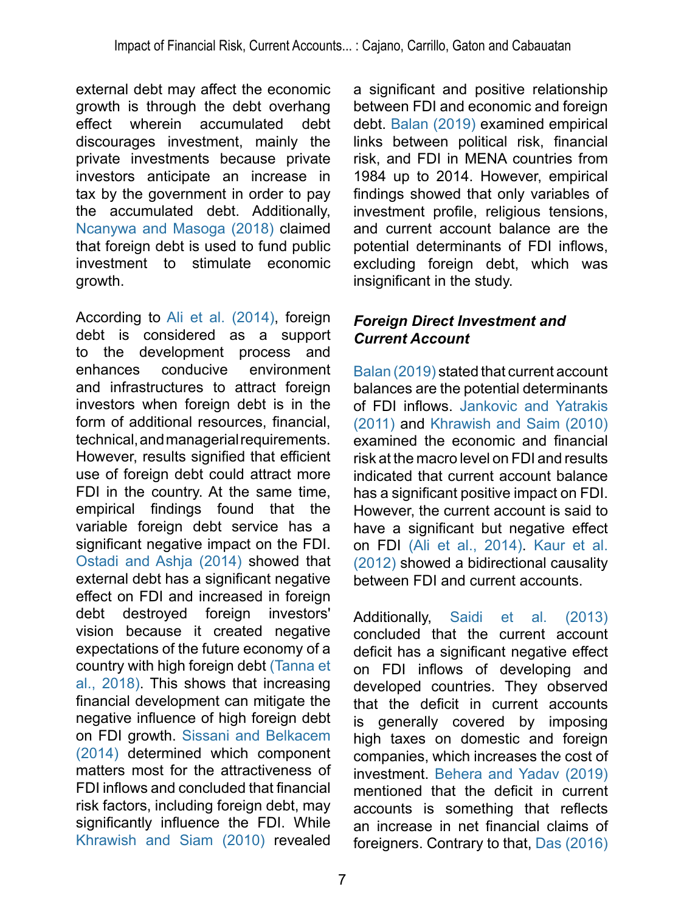external debt may affect the economic growth is through the debt overhang effect wherein accumulated debt discourages investment, mainly the private investments because private investors anticipate an increase in tax by the government in order to pay the accumulated debt. Additionally, Ncanywa and Masoga (2018) claimed that foreign debt is used to fund public investment to stimulate economic growth.

According to Ali et al. (2014), foreign debt is considered as a support to the development process and enhances conducive environment and infrastructures to attract foreign investors when foreign debt is in the form of additional resources, financial, technical, and managerial requirements. However, results signified that efficient use of foreign debt could attract more FDI in the country. At the same time, empirical findings found that the variable foreign debt service has a significant negative impact on the FDI. Ostadi and Ashja (2014) showed that external debt has a significant negative effect on FDI and increased in foreign debt destroyed foreign investors' vision because it created negative expectations of the future economy of a country with high foreign debt (Tanna et al., 2018). This shows that increasing financial development can mitigate the negative influence of high foreign debt on FDI growth. Sissani and Belkacem (2014) determined which component matters most for the attractiveness of FDI inflows and concluded that financial risk factors, including foreign debt, may significantly influence the FDI. While Khrawish and Siam (2010) revealed a significant and positive relationship between FDI and economic and foreign debt. Balan (2019) examined empirical links between political risk, financial risk, and FDI in MENA countries from 1984 up to 2014. However, empirical findings showed that only variables of investment profile, religious tensions, and current account balance are the potential determinants of FDI inflows, excluding foreign debt, which was insignificant in the study.

### *Foreign Direct Investment and Current Account*

Balan (2019) stated that current account balances are the potential determinants of FDI inflows. Jankovic and Yatrakis (2011) and Khrawish and Saim (2010) examined the economic and financial risk at the macro level on FDI and results indicated that current account balance has a significant positive impact on FDI. However, the current account is said to have a significant but negative effect on FDI (Ali et al., 2014). Kaur et al. (2012) showed a bidirectional causality between FDI and current accounts.

Additionally, Saidi et al. (2013) concluded that the current account deficit has a significant negative effect on FDI inflows of developing and developed countries. They observed that the deficit in current accounts is generally covered by imposing high taxes on domestic and foreign companies, which increases the cost of investment. Behera and Yadav (2019) mentioned that the deficit in current accounts is something that reflects an increase in net financial claims of foreigners. Contrary to that, Das (2016)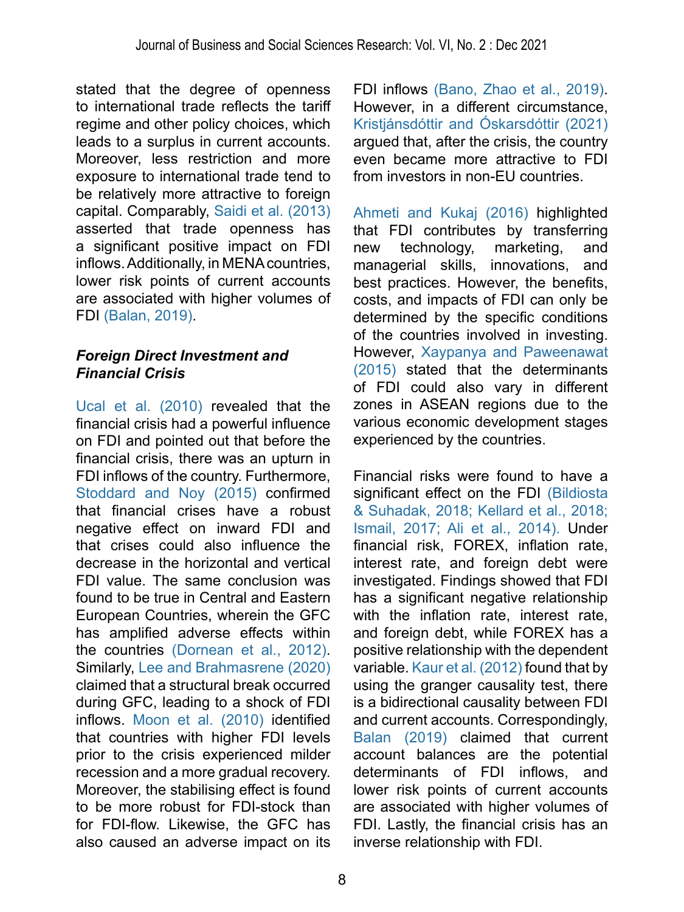stated that the degree of openness to international trade reflects the tariff regime and other policy choices, which leads to a surplus in current accounts. Moreover, less restriction and more exposure to international trade tend to be relatively more attractive to foreign capital. Comparably, Saidi et al. (2013) asserted that trade openness has a significant positive impact on FDI inflows. Additionally, in MENA countries, lower risk points of current accounts are associated with higher volumes of FDI (Balan, 2019).

### *Foreign Direct Investment and Financial Crisis*

Ucal et al. (2010) revealed that the financial crisis had a powerful influence on FDI and pointed out that before the financial crisis, there was an upturn in FDI inflows of the country. Furthermore, Stoddard and Noy (2015) confirmed that financial crises have a robust negative effect on inward FDI and that crises could also influence the decrease in the horizontal and vertical FDI value. The same conclusion was found to be true in Central and Eastern European Countries, wherein the GFC has amplified adverse effects within the countries (Dornean et al., 2012). Similarly, Lee and Brahmasrene (2020) claimed that a structural break occurred during GFC, leading to a shock of FDI inflows. Moon et al. (2010) identified that countries with higher FDI levels prior to the crisis experienced milder recession and a more gradual recovery. Moreover, the stabilising effect is found to be more robust for FDI-stock than for FDI-flow. Likewise, the GFC has also caused an adverse impact on its FDI inflows (Bano, Zhao et al., 2019). However, in a different circumstance, Kristjánsdóttir and Óskarsdóttir (2021) argued that, after the crisis, the country even became more attractive to FDI from investors in non-EU countries.

Ahmeti and Kukaj (2016) highlighted that FDI contributes by transferring new technology, marketing, and managerial skills, innovations, and best practices. However, the benefits, costs, and impacts of FDI can only be determined by the specific conditions of the countries involved in investing. However, Xaypanya and Paweenawat (2015) stated that the determinants of FDI could also vary in different zones in ASEAN regions due to the various economic development stages experienced by the countries.

Financial risks were found to have a significant effect on the FDI (Bildiosta & Suhadak, 2018; Kellard et al., 2018; Ismail, 2017; Ali et al., 2014). Under financial risk, FOREX, inflation rate, interest rate, and foreign debt were investigated. Findings showed that FDI has a significant negative relationship with the inflation rate, interest rate, and foreign debt, while FOREX has a positive relationship with the dependent variable. Kaur et al. (2012) found that by using the granger causality test, there is a bidirectional causality between FDI and current accounts. Correspondingly, Balan (2019) claimed that current account balances are the potential determinants of FDI inflows, and lower risk points of current accounts are associated with higher volumes of FDI. Lastly, the financial crisis has an inverse relationship with FDI.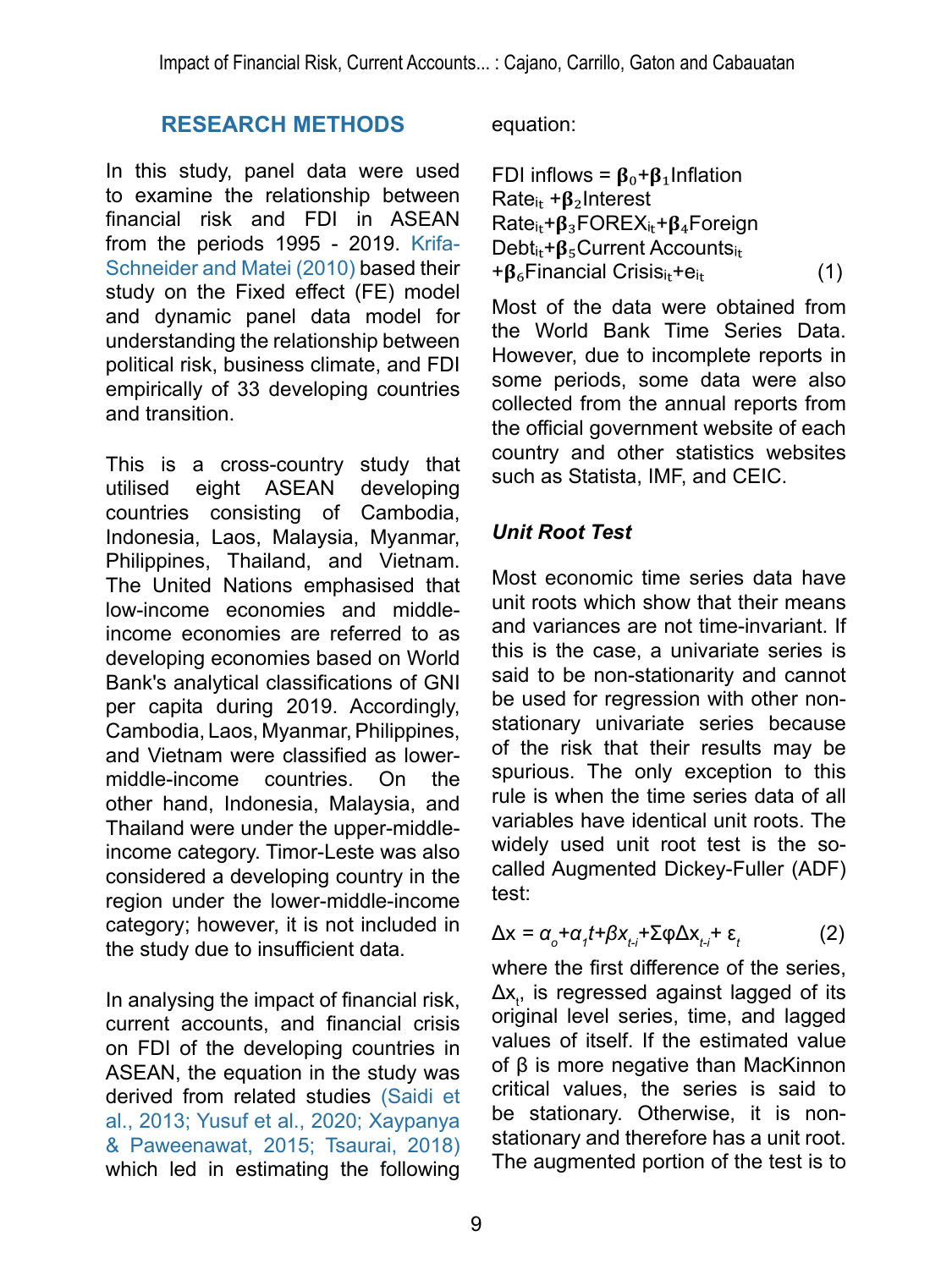## RESEARCH METHODS

In this study, panel data were used to examine the relationship between financial risk and FDI in ASEAN from the periods 1995 - 2019. Krifa-Schneider and Matei (2010) based their study on the Fixed effect (FE) model and dynamic panel data model for understanding the relationship between political risk, business climate, and FDI empirically of 33 developing countries and transition.

This is a cross-country study that utilised eight ASEAN developing countries consisting of Cambodia, Indonesia, Laos, Malaysia, Myanmar, Philippines, Thailand, and Vietnam. The United Nations emphasised that low-income economies and middle-income economies are referred to as developing economies based on World Bank's analytical classifications of GNI per capita during 2019. Accordingly, Cambodia, Laos, Myanmar, Philippines, and Vietnam were classified as lower-middle-income countries. On the other hand, Indonesia, Malaysia, and Thailand were under the upper-middle-income category. Timor-Leste was also considered a developing country in the region under the lower-middle-income category; however, it is not included in the study due to insufficient data.

In analysing the impact of financial risk, current accounts, and financial crisis on FDI of the developing countries in ASEAN, the equation in the study was derived from related studies (Saidi et al., 2013; Yusuf et al., 2020; Xaypanya & Paweenawat, 2015; Tsaurai, 2018) which led in estimating the following equation:

$$\text{FDI inflows} = \beta_0 + \beta_1 \text{Inflation Rate}_{it} + \beta_2 \text{Interest Rate}_{it} + \beta_3 \text{FOREX}_{it} + \beta_4 \text{Foreign Debt}_{it} + \beta_5 \text{Current Accounts}_{it} + \beta_6 \text{Financial Crisis}_{it} + e_{it} \quad (1)$$

Most of the data were obtained from the World Bank Time Series Data. However, due to incomplete reports in some periods, some data were also collected from the annual reports from the official government website of each country and other statistics websites such as Statista, IMF, and CEIC.

### *Unit Root Test*

Most economic time series data have unit roots which show that their means and variances are not time-invariant. If this is the case, a univariate series is said to be non-stationarity and cannot be used for regression with other non-stationary univariate series because of the risk that their results may be spurious. The only exception to this rule is when the time series data of all variables have identical unit roots. The widely used unit root test is the so-called Augmented Dickey-Fuller (ADF) test:

$$\Delta x = \alpha_o + \alpha_1 t + \beta x_{t-i} + \Sigma \varphi \Delta x_{t-i} + \varepsilon_t \quad (2)$$

where the first difference of the series, $\Delta x_t$, is regressed against lagged of its original level series, time, and lagged values of itself. If the estimated value of β is more negative than MacKinnon critical values, the series is said to be stationary. Otherwise, it is non-stationary and therefore has a unit root. The augmented portion of the test is to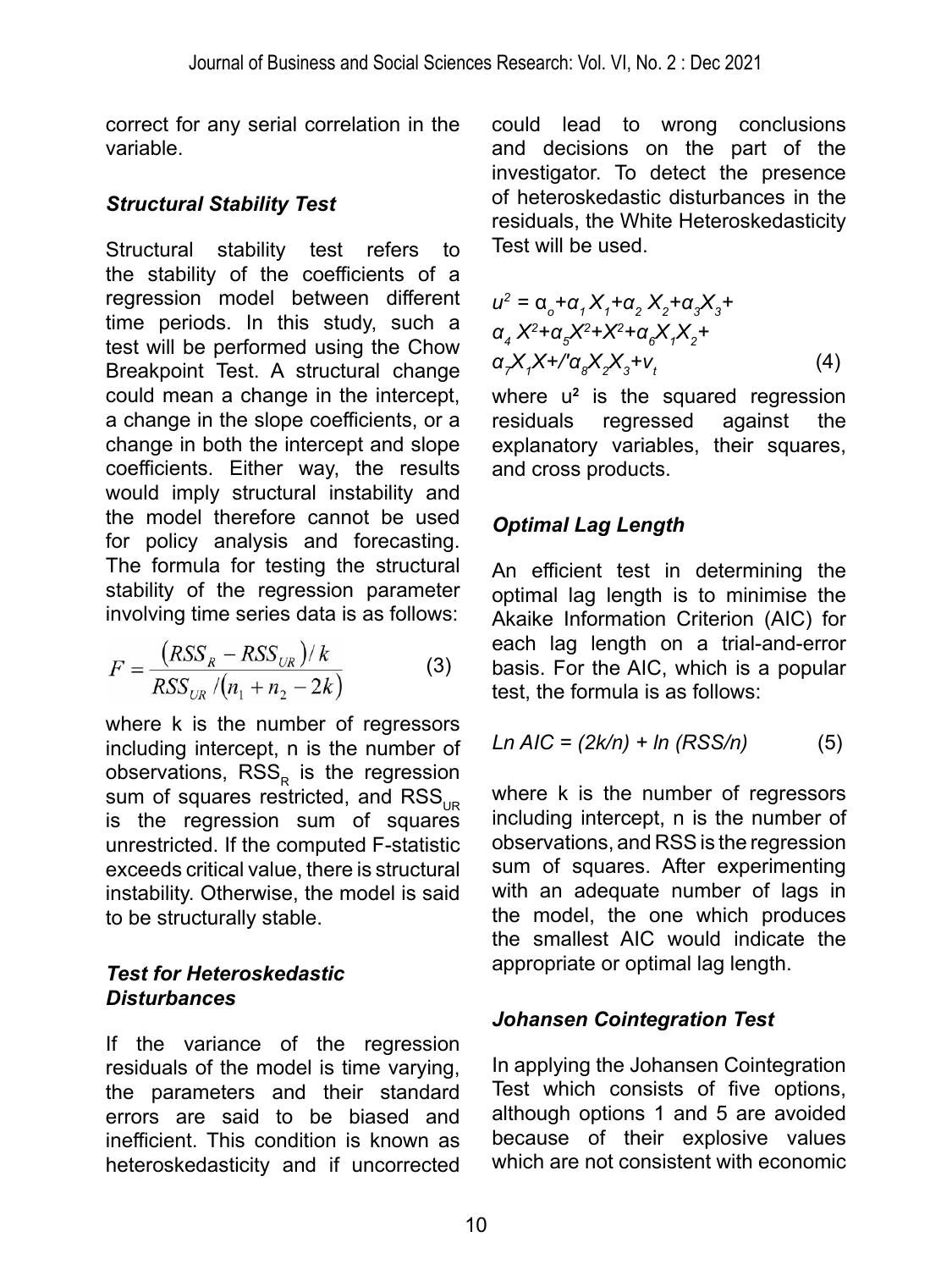correct for any serial correlation in the variable.

### *Structural Stability Test*

Structural stability test refers to the stability of the coefficients of a regression model between different time periods. In this study, such a test will be performed using the Chow Breakpoint Test. A structural change could mean a change in the intercept, a change in the slope coefficients, or a change in both the intercept and slope coefficients. Either way, the results would imply structural instability and the model therefore cannot be used for policy analysis and forecasting. The formula for testing the structural stability of the regression parameter involving time series data is as follows:

$$F = \frac{(RSS_R - RSS_{UR})/k}{RSS_{UR}/(n_1 + n_2 - 2k)} \tag{3}$$

where k is the number of regressors including intercept, n is the number of observations, $RSS_R$ is the regression sum of squares restricted, and $RSS_{UR}$ is the regression sum of squares unrestricted. If the computed F-statistic exceeds critical value, there is structural instability. Otherwise, the model is said to be structurally stable.

### *Test for Heteroskedastic Disturbances*

If the variance of the regression residuals of the model is time varying, the parameters and their standard errors are said to be biased and inefficient. This condition is known as heteroskedasticity and if uncorrected could lead to wrong conclusions and decisions on the part of the investigator. To detect the presence of heteroskedastic disturbances in the residuals, the White Heteroskedasticity Test will be used.

$$u^2 = \alpha_o+\alpha_1 X_1+\alpha_2 X_2+\alpha_3 X_3+ \alpha_4 X^2+\alpha_5 X^2+X^2+\alpha_6 X_1 X_2+ \alpha_7 X_1 X+/'\alpha_8 X_2 X_3+v_t \tag{4}$$

where $u^2$ is the squared regression residuals regressed against the explanatory variables, their squares, and cross products.

### *Optimal Lag Length*

An efficient test in determining the optimal lag length is to minimise the Akaike Information Criterion (AIC) for each lag length on a trial-and-error basis. For the AIC, which is a popular test, the formula is as follows:

$$Ln\ AIC = (2k/n) + ln\ (RSS/n) \tag{5}$$

where k is the number of regressors including intercept, n is the number of observations, and RSS is the regression sum of squares. After experimenting with an adequate number of lags in the model, the one which produces the smallest AIC would indicate the appropriate or optimal lag length.

### *Johansen Cointegration Test*

In applying the Johansen Cointegration Test which consists of five options, although options 1 and 5 are avoided because of their explosive values which are not consistent with economic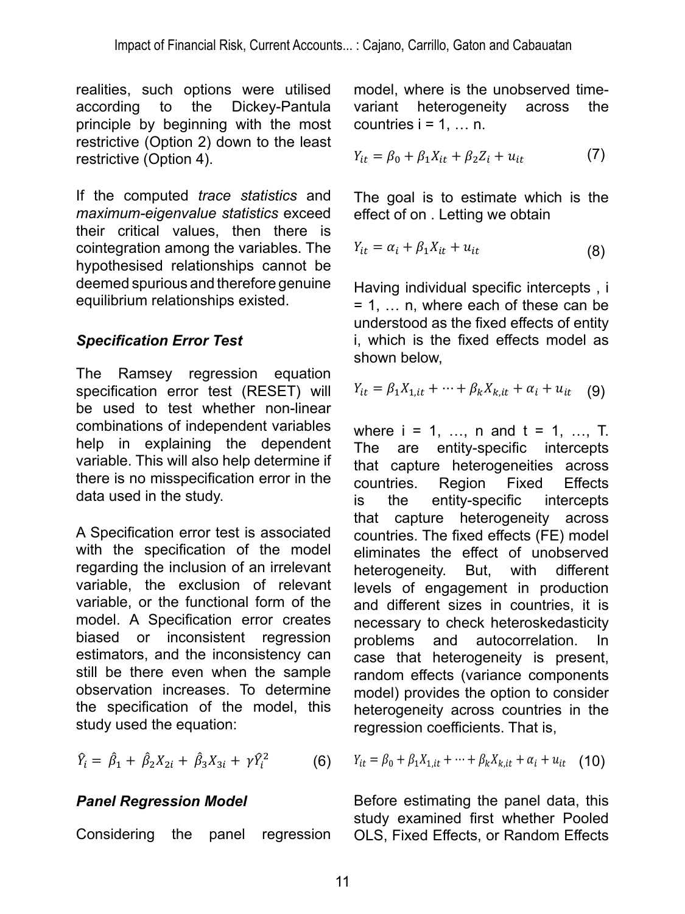realities, such options were utilised according to the Dickey-Pantula principle by beginning with the most restrictive (Option 2) down to the least restrictive (Option 4).

If the computed *trace statistics* and *maximum-eigenvalue statistics* exceed their critical values, then there is cointegration among the variables. The hypothesised relationships cannot be deemed spurious and therefore genuine equilibrium relationships existed.

### *Specification Error Test*

The Ramsey regression equation specification error test (RESET) will be used to test whether non-linear combinations of independent variables help in explaining the dependent variable. This will also help determine if there is no misspecification error in the data used in the study.

A Specification error test is associated with the specification of the model regarding the inclusion of an irrelevant variable, the exclusion of relevant variable, or the functional form of the model. A Specification error creates biased or inconsistent regression estimators, and the inconsistency can still be there even when the sample observation increases. To determine the specification of the model, this study used the equation:

$$\hat{Y}_i = \hat{\beta}_1 + \hat{\beta}_2 X_{2i} + \hat{\beta}_3 X_{3i} + \gamma \hat{Y}_i^2 \tag{6}$$

### *Panel Regression Model*

Considering the panel regression model, where is the unobserved time-variant heterogeneity across the countries i = 1, … n.

$$Y_{it} = \beta_0 + \beta_1 X_{it} + \beta_2 Z_i + u_{it} \tag{7}$$

The goal is to estimate which is the effect of on . Letting we obtain

$$Y_{it} = \alpha_i + \beta_1 X_{it} + u_{it} \tag{8}$$

Having individual specific intercepts , i = 1, … n, where each of these can be understood as the fixed effects of entity i, which is the fixed effects model as shown below,

$$Y_{it} = \beta_1 X_{1,it} + \cdots + \beta_k X_{k,it} + \alpha_i + u_{it} \tag{9}$$

where i = 1, …, n and t = 1, …, T. The are entity-specific intercepts that capture heterogeneities across countries. Region Fixed Effects is the entity-specific intercepts that capture heterogeneity across countries. The fixed effects (FE) model eliminates the effect of unobserved heterogeneity. But, with different levels of engagement in production and different sizes in countries, it is necessary to check heteroskedasticity problems and autocorrelation. In case that heterogeneity is present, random effects (variance components model) provides the option to consider heterogeneity across countries in the regression coefficients. That is,

$$Y_{it} = \beta_0 + \beta_1 X_{1,it} + \cdots + \beta_k X_{k,it} + \alpha_i + u_{it} \tag{10}$$

Before estimating the panel data, this study examined first whether Pooled OLS, Fixed Effects, or Random Effects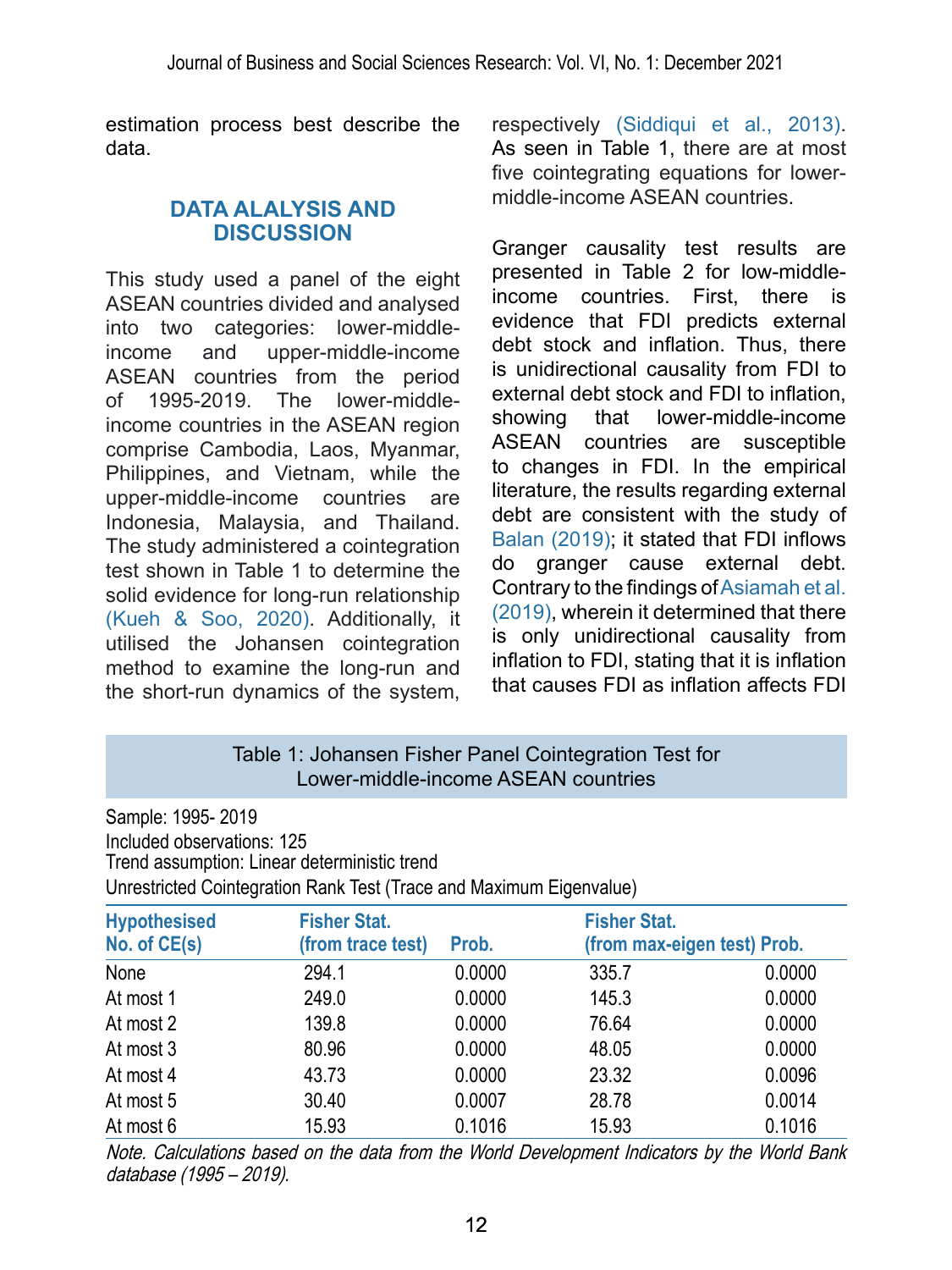estimation process best describe the data.

## DATA ALALYSIS AND DISCUSSION

This study used a panel of the eight ASEAN countries divided and analysed into two categories: lower-middle-income and upper-middle-income ASEAN countries from the period of 1995-2019. The lower-middle-income countries in the ASEAN region comprise Cambodia, Laos, Myanmar, Philippines, and Vietnam, while the upper-middle-income countries are Indonesia, Malaysia, and Thailand. The study administered a cointegration test shown in Table 1 to determine the solid evidence for long-run relationship (Kueh & Soo, 2020). Additionally, it utilised the Johansen cointegration method to examine the long-run and the short-run dynamics of the system, respectively (Siddiqui et al., 2013). As seen in Table 1, there are at most five cointegrating equations for lower-middle-income ASEAN countries.

Granger causality test results are presented in Table 2 for low-middle-income countries. First, there is evidence that FDI predicts external debt stock and inflation. Thus, there is unidirectional causality from FDI to external debt stock and FDI to inflation, showing that lower-middle-income ASEAN countries are susceptible to changes in FDI. In the empirical literature, the results regarding external debt are consistent with the study of Balan (2019); it stated that FDI inflows do granger cause external debt. Contrary to the findings of Asiamah et al. (2019), wherein it determined that there is only unidirectional causality from inflation to FDI, stating that it is inflation that causes FDI as inflation affects FDI

Table 1: Johansen Fisher Panel Cointegration Test for Lower-middle-income ASEAN countries

Sample: 1995- 2019
Included observations: 125
Trend assumption: Linear deterministic trend
Unrestricted Cointegration Rank Test (Trace and Maximum Eigenvalue)

| Hypothesised No. of CE(s) | Fisher Stat. (from trace test) | Prob. | Fisher Stat. (from max-eigen test) | Prob. |
|---|---|---|---|---|
| None | 294.1 | 0.0000 | 335.7 | 0.0000 |
| At most 1 | 249.0 | 0.0000 | 145.3 | 0.0000 |
| At most 2 | 139.8 | 0.0000 | 76.64 | 0.0000 |
| At most 3 | 80.96 | 0.0000 | 48.05 | 0.0000 |
| At most 4 | 43.73 | 0.0000 | 23.32 | 0.0096 |
| At most 5 | 30.40 | 0.0007 | 28.78 | 0.0014 |
| At most 6 | 15.93 | 0.1016 | 15.93 | 0.1016 |

*Note. Calculations based on the data from the World Development Indicators by the World Bank database (1995 – 2019).*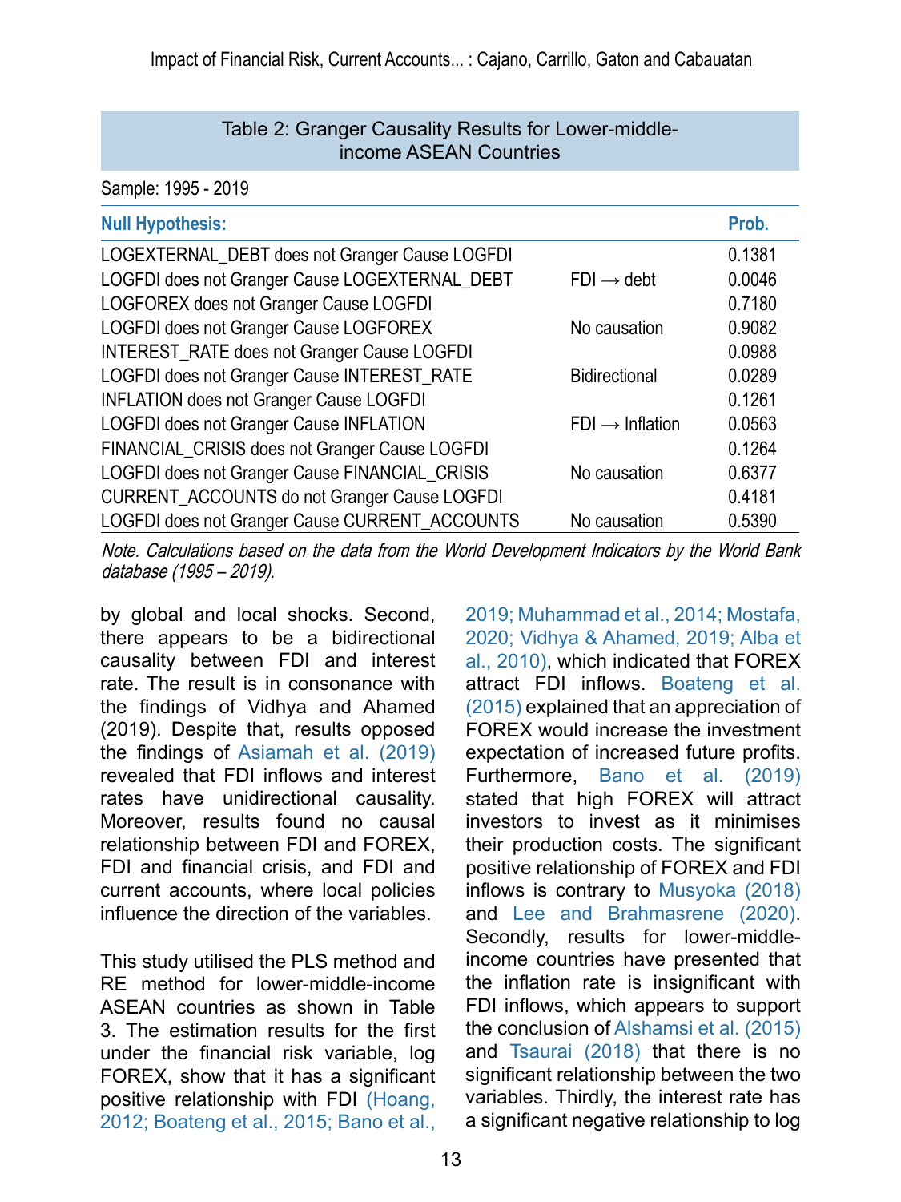Table 2: Granger Causality Results for Lower-middle-income ASEAN Countries

Sample: 1995 - 2019

| Null Hypothesis: | | Prob. |
|---|---|---|
| LOGEXTERNAL_DEBT does not Granger Cause LOGFDI | | 0.1381 |
| LOGFDI does not Granger Cause LOGEXTERNAL_DEBT | FDI → debt | 0.0046 |
| LOGFOREX does not Granger Cause LOGFDI | | 0.7180 |
| LOGFDI does not Granger Cause LOGFOREX | No causation | 0.9082 |
| INTEREST_RATE does not Granger Cause LOGFDI | | 0.0988 |
| LOGFDI does not Granger Cause INTEREST_RATE | Bidirectional | 0.0289 |
| INFLATION does not Granger Cause LOGFDI | | 0.1261 |
| LOGFDI does not Granger Cause INFLATION | FDI → Inflation | 0.0563 |
| FINANCIAL_CRISIS does not Granger Cause LOGFDI | | 0.1264 |
| LOGFDI does not Granger Cause FINANCIAL_CRISIS | No causation | 0.6377 |
| CURRENT_ACCOUNTS do not Granger Cause LOGFDI | | 0.4181 |
| LOGFDI does not Granger Cause CURRENT_ACCOUNTS | No causation | 0.5390 |

*Note. Calculations based on the data from the World Development Indicators by the World Bank database (1995 – 2019).*

by global and local shocks. Second, there appears to be a bidirectional causality between FDI and interest rate. The result is in consonance with the findings of Vidhya and Ahamed (2019). Despite that, results opposed the findings of Asiamah et al. (2019) revealed that FDI inflows and interest rates have unidirectional causality. Moreover, results found no causal relationship between FDI and FOREX, FDI and financial crisis, and FDI and current accounts, where local policies influence the direction of the variables.

This study utilised the PLS method and RE method for lower-middle-income ASEAN countries as shown in Table 3. The estimation results for the first under the financial risk variable, log FOREX, show that it has a significant positive relationship with FDI (Hoang, 2012; Boateng et al., 2015; Bano et al., 2019; Muhammad et al., 2014; Mostafa, 2020; Vidhya & Ahamed, 2019; Alba et al., 2010), which indicated that FOREX attract FDI inflows. Boateng et al. (2015) explained that an appreciation of FOREX would increase the investment expectation of increased future profits. Furthermore, Bano et al. (2019) stated that high FOREX will attract investors to invest as it minimises their production costs. The significant positive relationship of FOREX and FDI inflows is contrary to Musyoka (2018) and Lee and Brahmasrene (2020). Secondly, results for lower-middle-income countries have presented that the inflation rate is insignificant with FDI inflows, which appears to support the conclusion of Alshamsi et al. (2015) and Tsaurai (2018) that there is no significant relationship between the two variables. Thirdly, the interest rate has a significant negative relationship to log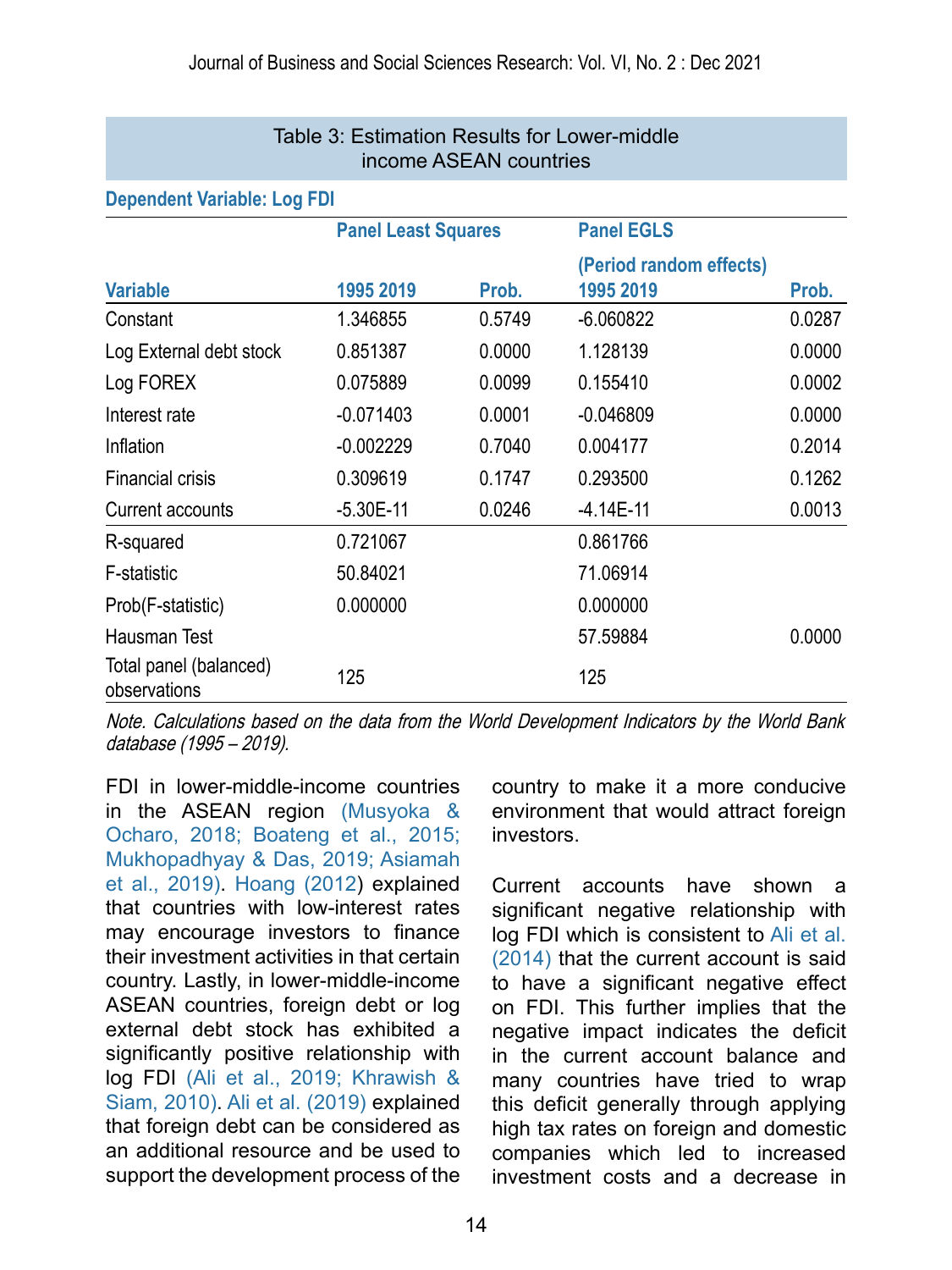Table 3: Estimation Results for Lower-middle income ASEAN countries

**Dependent Variable: Log FDI**

| Variable | Panel Least Squares 1995 2019 | Prob. | Panel EGLS (Period random effects) 1995 2019 | Prob. |
|---|---|---|---|---|
| Constant | 1.346855 | 0.5749 | -6.060822 | 0.0287 |
| Log External debt stock | 0.851387 | 0.0000 | 1.128139 | 0.0000 |
| Log FOREX | 0.075889 | 0.0099 | 0.155410 | 0.0002 |
| Interest rate | -0.071403 | 0.0001 | -0.046809 | 0.0000 |
| Inflation | -0.002229 | 0.7040 | 0.004177 | 0.2014 |
| Financial crisis | 0.309619 | 0.1747 | 0.293500 | 0.1262 |
| Current accounts | -5.30E-11 | 0.0246 | -4.14E-11 | 0.0013 |
| R-squared | 0.721067 | | 0.861766 | |
| F-statistic | 50.84021 | | 71.06914 | |
| Prob(F-statistic) | 0.000000 | | 0.000000 | |
| Hausman Test | | | 57.59884 | 0.0000 |
| Total panel (balanced) observations | 125 | | 125 | |

*Note. Calculations based on the data from the World Development Indicators by the World Bank database (1995 – 2019).*

FDI in lower-middle-income countries in the ASEAN region (Musyoka & Ocharo, 2018; Boateng et al., 2015; Mukhopadhyay & Das, 2019; Asiamah et al., 2019). Hoang (2012) explained that countries with low-interest rates may encourage investors to finance their investment activities in that certain country. Lastly, in lower-middle-income ASEAN countries, foreign debt or log external debt stock has exhibited a significantly positive relationship with log FDI (Ali et al., 2019; Khrawish & Siam, 2010). Ali et al. (2019) explained that foreign debt can be considered as an additional resource and be used to support the development process of the country to make it a more conducive environment that would attract foreign investors.

Current accounts have shown a significant negative relationship with log FDI which is consistent to Ali et al. (2014) that the current account is said to have a significant negative effect on FDI. This further implies that the negative impact indicates the deficit in the current account balance and many countries have tried to wrap this deficit generally through applying high tax rates on foreign and domestic companies which led to increased investment costs and a decrease in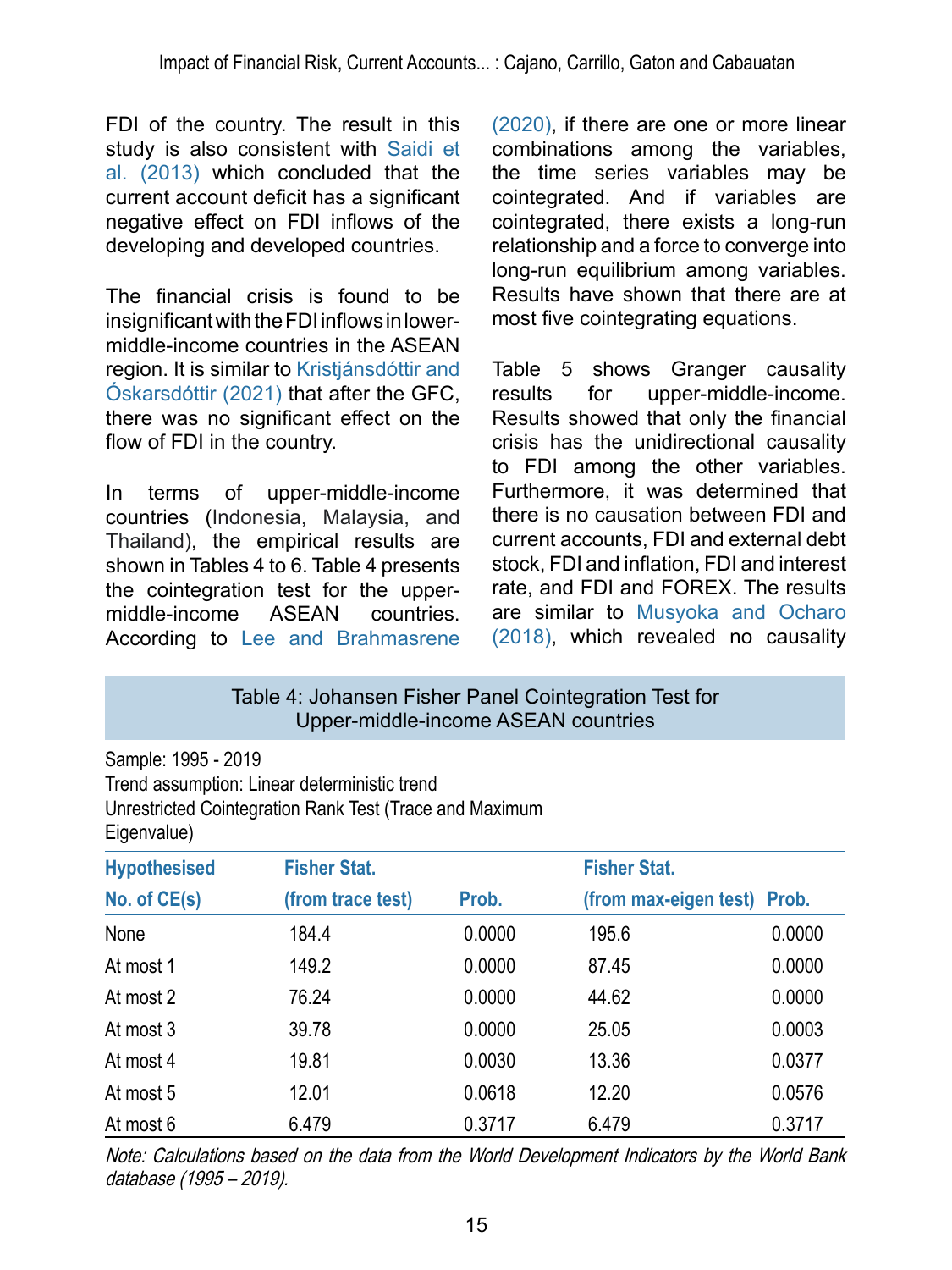FDI of the country. The result in this study is also consistent with Saidi et al. (2013) which concluded that the current account deficit has a significant negative effect on FDI inflows of the developing and developed countries.

The financial crisis is found to be insignificant with the FDI inflows in lower-middle-income countries in the ASEAN region. It is similar to Kristjánsdóttir and Óskarsdóttir (2021) that after the GFC, there was no significant effect on the flow of FDI in the country.

In terms of upper-middle-income countries (Indonesia, Malaysia, and Thailand), the empirical results are shown in Tables 4 to 6. Table 4 presents the cointegration test for the upper-middle-income ASEAN countries. According to Lee and Brahmasrene (2020), if there are one or more linear combinations among the variables, the time series variables may be cointegrated. And if variables are cointegrated, there exists a long-run relationship and a force to converge into long-run equilibrium among variables. Results have shown that there are at most five cointegrating equations.

Table 5 shows Granger causality results for upper-middle-income. Results showed that only the financial crisis has the unidirectional causality to FDI among the other variables. Furthermore, it was determined that there is no causation between FDI and current accounts, FDI and external debt stock, FDI and inflation, FDI and interest rate, and FDI and FOREX. The results are similar to Musyoka and Ocharo (2018), which revealed no causality

Table 4: Johansen Fisher Panel Cointegration Test for Upper-middle-income ASEAN countries

Sample: 1995 - 2019
Trend assumption: Linear deterministic trend
Unrestricted Cointegration Rank Test (Trace and Maximum Eigenvalue)

| Hypothesised No. of CE(s) | Fisher Stat. (from trace test) | Prob. | Fisher Stat. (from max-eigen test) | Prob. |
|---|---|---|---|---|
| None | 184.4 | 0.0000 | 195.6 | 0.0000 |
| At most 1 | 149.2 | 0.0000 | 87.45 | 0.0000 |
| At most 2 | 76.24 | 0.0000 | 44.62 | 0.0000 |
| At most 3 | 39.78 | 0.0000 | 25.05 | 0.0003 |
| At most 4 | 19.81 | 0.0030 | 13.36 | 0.0377 |
| At most 5 | 12.01 | 0.0618 | 12.20 | 0.0576 |
| At most 6 | 6.479 | 0.3717 | 6.479 | 0.3717 |

*Note: Calculations based on the data from the World Development Indicators by the World Bank database (1995 – 2019).*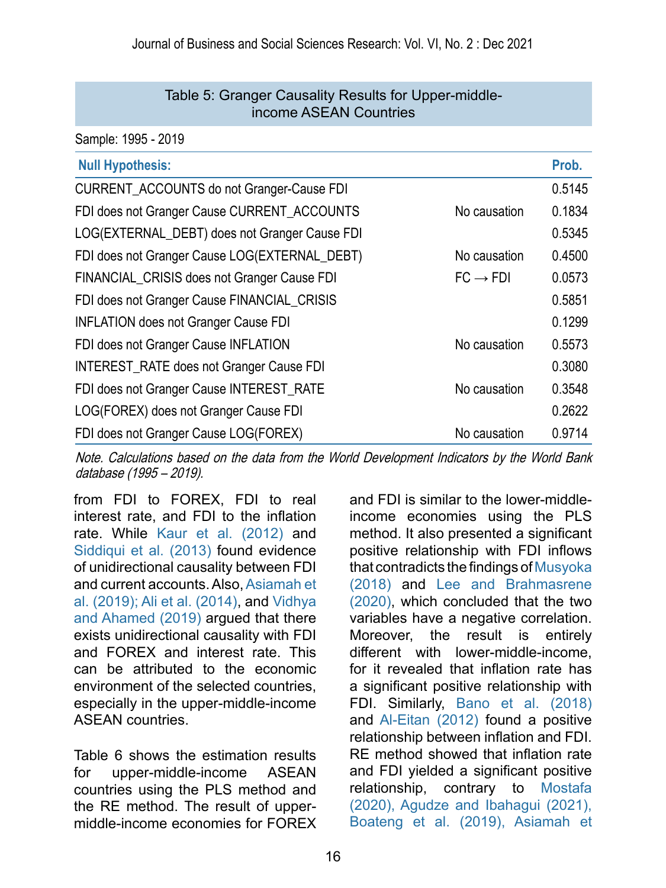Table 5: Granger Causality Results for Upper-middle-income ASEAN Countries

Sample: 1995 - 2019

| Null Hypothesis: | | Prob. |
|---|---|---|
| CURRENT_ACCOUNTS do not Granger-Cause FDI | | 0.5145 |
| FDI does not Granger Cause CURRENT_ACCOUNTS | No causation | 0.1834 |
| LOG(EXTERNAL_DEBT) does not Granger Cause FDI | | 0.5345 |
| FDI does not Granger Cause LOG(EXTERNAL_DEBT) | No causation | 0.4500 |
| FINANCIAL_CRISIS does not Granger Cause FDI | FC → FDI | 0.0573 |
| FDI does not Granger Cause FINANCIAL_CRISIS | | 0.5851 |
| INFLATION does not Granger Cause FDI | | 0.1299 |
| FDI does not Granger Cause INFLATION | No causation | 0.5573 |
| INTEREST_RATE does not Granger Cause FDI | | 0.3080 |
| FDI does not Granger Cause INTEREST_RATE | No causation | 0.3548 |
| LOG(FOREX) does not Granger Cause FDI | | 0.2622 |
| FDI does not Granger Cause LOG(FOREX) | No causation | 0.9714 |

*Note. Calculations based on the data from the World Development Indicators by the World Bank database (1995 – 2019).*

from FDI to FOREX, FDI to real interest rate, and FDI to the inflation rate. While Kaur et al. (2012) and Siddiqui et al. (2013) found evidence of unidirectional causality between FDI and current accounts. Also, Asiamah et al. (2019); Ali et al. (2014), and Vidhya and Ahamed (2019) argued that there exists unidirectional causality with FDI and FOREX and interest rate. This can be attributed to the economic environment of the selected countries, especially in the upper-middle-income ASEAN countries.

Table 6 shows the estimation results for upper-middle-income ASEAN countries using the PLS method and the RE method. The result of upper-middle-income economies for FOREX and FDI is similar to the lower-middle-income economies using the PLS method. It also presented a significant positive relationship with FDI inflows that contradicts the findings of Musyoka (2018) and Lee and Brahmasrene (2020), which concluded that the two variables have a negative correlation. Moreover, the result is entirely different with lower-middle-income, for it revealed that inflation rate has a significant positive relationship with FDI. Similarly, Bano et al. (2018) and Al-Eitan (2012) found a positive relationship between inflation and FDI. RE method showed that inflation rate and FDI yielded a significant positive relationship, contrary to Mostafa (2020), Agudze and Ibahagui (2021), Boateng et al. (2019), Asiamah et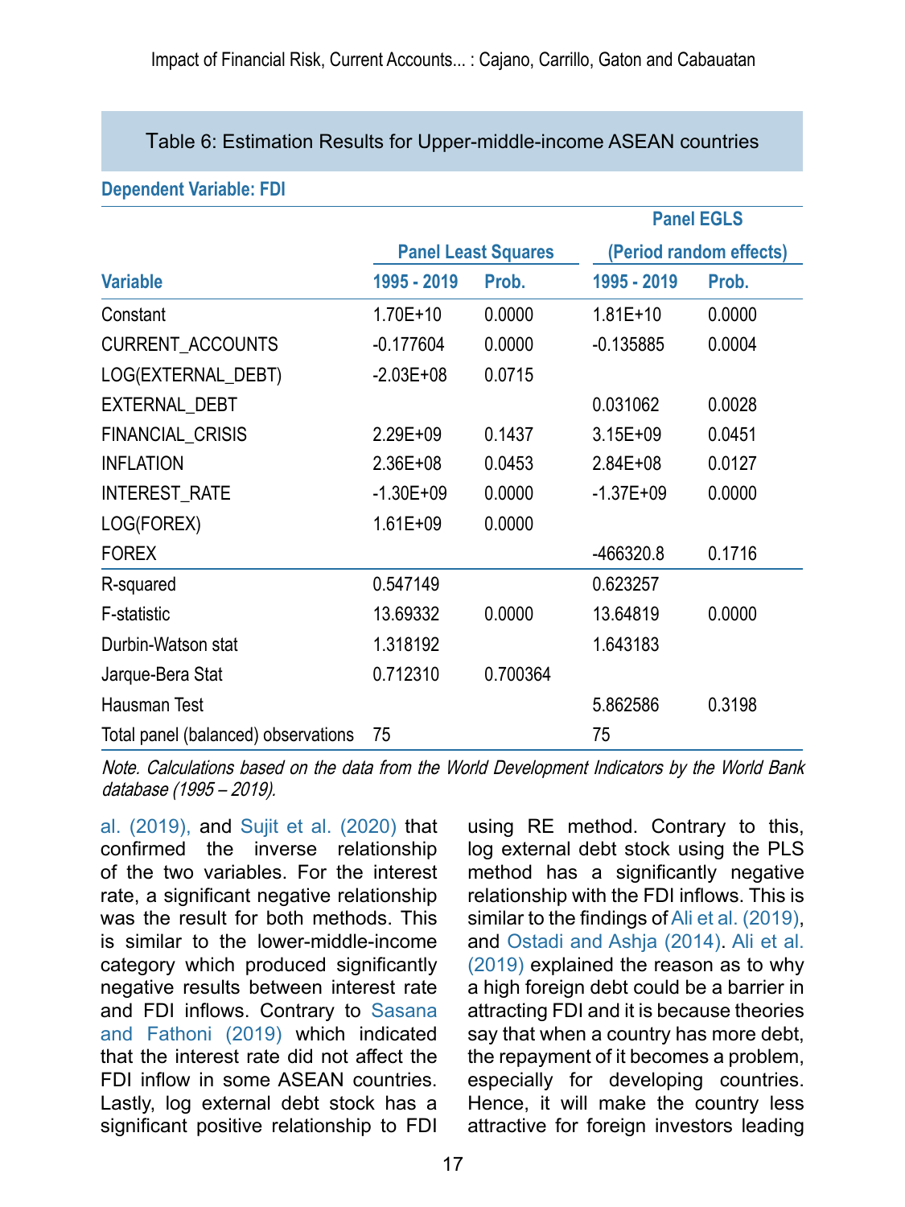Table 6: Estimation Results for Upper-middle-income ASEAN countries

**Dependent Variable: FDI**

| Variable | Panel Least Squares | | Panel EGLS (Period random effects) | |
|---|---|---|---|---|
| | 1995 - 2019 | Prob. | 1995 - 2019 | Prob. |
| Constant | 1.70E+10 | 0.0000 | 1.81E+10 | 0.0000 |
| CURRENT_ACCOUNTS | -0.177604 | 0.0000 | -0.135885 | 0.0004 |
| LOG(EXTERNAL_DEBT) | -2.03E+08 | 0.0715 | | |
| EXTERNAL_DEBT | | | 0.031062 | 0.0028 |
| FINANCIAL_CRISIS | 2.29E+09 | 0.1437 | 3.15E+09 | 0.0451 |
| INFLATION | 2.36E+08 | 0.0453 | 2.84E+08 | 0.0127 |
| INTEREST_RATE | -1.30E+09 | 0.0000 | -1.37E+09 | 0.0000 |
| LOG(FOREX) | 1.61E+09 | 0.0000 | | |
| FOREX | | | -466320.8 | 0.1716 |
| R-squared | 0.547149 | | 0.623257 | |
| F-statistic | 13.69332 | 0.0000 | 13.64819 | 0.0000 |
| Durbin-Watson stat | 1.318192 | | 1.643183 | |
| Jarque-Bera Stat | 0.712310 | 0.700364 | | |
| Hausman Test | | | 5.862586 | 0.3198 |
| Total panel (balanced) observations | 75 | | 75 | |

*Note. Calculations based on the data from the World Development Indicators by the World Bank database (1995 – 2019).*

al. (2019), and Sujit et al. (2020) that confirmed the inverse relationship of the two variables. For the interest rate, a significant negative relationship was the result for both methods. This is similar to the lower-middle-income category which produced significantly negative results between interest rate and FDI inflows. Contrary to Sasana and Fathoni (2019) which indicated that the interest rate did not affect the FDI inflow in some ASEAN countries. Lastly, log external debt stock has a significant positive relationship to FDI using RE method. Contrary to this, log external debt stock using the PLS method has a significantly negative relationship with the FDI inflows. This is similar to the findings of Ali et al. (2019), and Ostadi and Ashja (2014). Ali et al. (2019) explained the reason as to why a high foreign debt could be a barrier in attracting FDI and it is because theories say that when a country has more debt, the repayment of it becomes a problem, especially for developing countries. Hence, it will make the country less attractive for foreign investors leading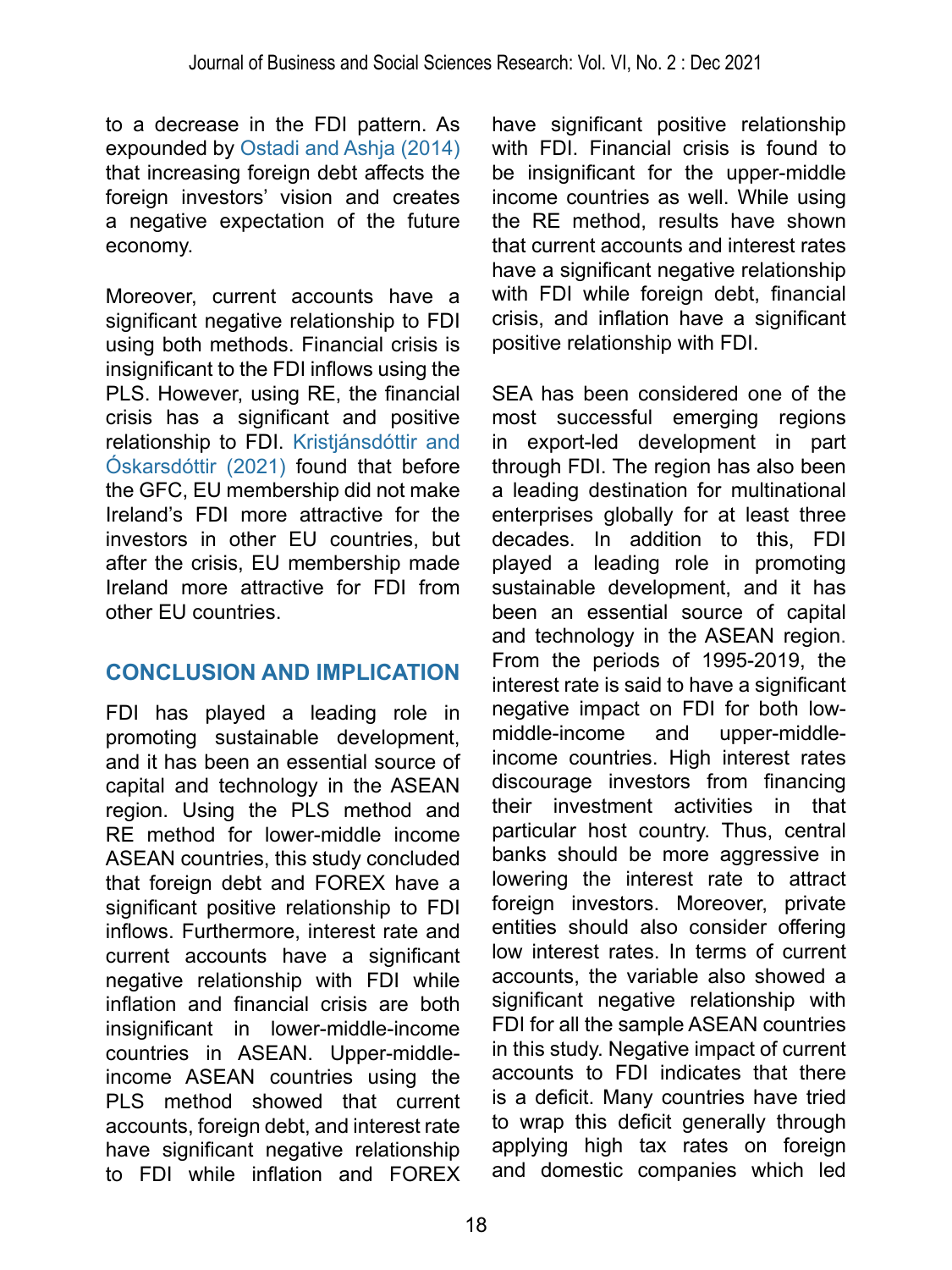to a decrease in the FDI pattern. As expounded by Ostadi and Ashja (2014) that increasing foreign debt affects the foreign investors' vision and creates a negative expectation of the future economy.

Moreover, current accounts have a significant negative relationship to FDI using both methods. Financial crisis is insignificant to the FDI inflows using the PLS. However, using RE, the financial crisis has a significant and positive relationship to FDI. Kristjánsdóttir and Óskarsdóttir (2021) found that before the GFC, EU membership did not make Ireland's FDI more attractive for the investors in other EU countries, but after the crisis, EU membership made Ireland more attractive for FDI from other EU countries.

## CONCLUSION AND IMPLICATION

FDI has played a leading role in promoting sustainable development, and it has been an essential source of capital and technology in the ASEAN region. Using the PLS method and RE method for lower-middle income ASEAN countries, this study concluded that foreign debt and FOREX have a significant positive relationship to FDI inflows. Furthermore, interest rate and current accounts have a significant negative relationship with FDI while inflation and financial crisis are both insignificant in lower-middle-income countries in ASEAN. Upper-middle-income ASEAN countries using the PLS method showed that current accounts, foreign debt, and interest rate have significant negative relationship to FDI while inflation and FOREX have significant positive relationship with FDI. Financial crisis is found to be insignificant for the upper-middle income countries as well. While using the RE method, results have shown that current accounts and interest rates have a significant negative relationship with FDI while foreign debt, financial crisis, and inflation have a significant positive relationship with FDI.

SEA has been considered one of the most successful emerging regions in export-led development in part through FDI. The region has also been a leading destination for multinational enterprises globally for at least three decades. In addition to this, FDI played a leading role in promoting sustainable development, and it has been an essential source of capital and technology in the ASEAN region. From the periods of 1995-2019, the interest rate is said to have a significant negative impact on FDI for both low-middle-income and upper-middle-income countries. High interest rates discourage investors from financing their investment activities in that particular host country. Thus, central banks should be more aggressive in lowering the interest rate to attract foreign investors. Moreover, private entities should also consider offering low interest rates. In terms of current accounts, the variable also showed a significant negative relationship with FDI for all the sample ASEAN countries in this study. Negative impact of current accounts to FDI indicates that there is a deficit. Many countries have tried to wrap this deficit generally through applying high tax rates on foreign and domestic companies which led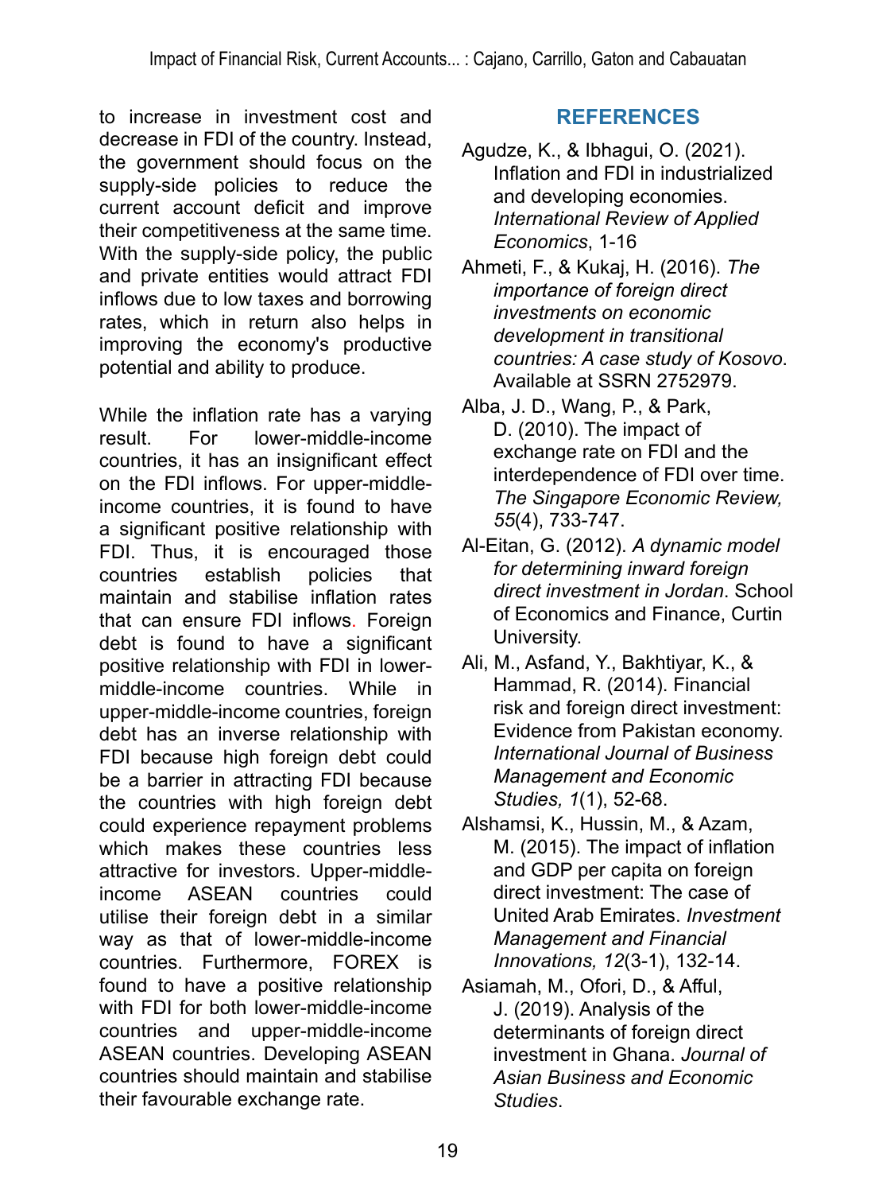to increase in investment cost and decrease in FDI of the country. Instead, the government should focus on the supply-side policies to reduce the current account deficit and improve their competitiveness at the same time. With the supply-side policy, the public and private entities would attract FDI inflows due to low taxes and borrowing rates, which in return also helps in improving the economy's productive potential and ability to produce.

While the inflation rate has a varying result. For lower-middle-income countries, it has an insignificant effect on the FDI inflows. For upper-middle-income countries, it is found to have a significant positive relationship with FDI. Thus, it is encouraged those countries establish policies that maintain and stabilise inflation rates that can ensure FDI inflows. Foreign debt is found to have a significant positive relationship with FDI in lower-middle-income countries. While in upper-middle-income countries, foreign debt has an inverse relationship with FDI because high foreign debt could be a barrier in attracting FDI because the countries with high foreign debt could experience repayment problems which makes these countries less attractive for investors. Upper-middle-income ASEAN countries could utilise their foreign debt in a similar way as that of lower-middle-income countries. Furthermore, FOREX is found to have a positive relationship with FDI for both lower-middle-income countries and upper-middle-income ASEAN countries. Developing ASEAN countries should maintain and stabilise their favourable exchange rate.

## REFERENCES

Agudze, K., & Ibhagui, O. (2021). Inflation and FDI in industrialized and developing economies. *International Review of Applied Economics*, 1-16

Ahmeti, F., & Kukaj, H. (2016). *The importance of foreign direct investments on economic development in transitional countries: A case study of Kosovo*. Available at SSRN 2752979.

Alba, J. D., Wang, P., & Park, D. (2010). The impact of exchange rate on FDI and the interdependence of FDI over time. *The Singapore Economic Review, 55*(4), 733-747.

Al-Eitan, G. (2012). *A dynamic model for determining inward foreign direct investment in Jordan*. School of Economics and Finance, Curtin University.

Ali, M., Asfand, Y., Bakhtiyar, K., & Hammad, R. (2014). Financial risk and foreign direct investment: Evidence from Pakistan economy. *International Journal of Business Management and Economic Studies, 1*(1), 52-68.

Alshamsi, K., Hussin, M., & Azam, M. (2015). The impact of inflation and GDP per capita on foreign direct investment: The case of United Arab Emirates. *Investment Management and Financial Innovations, 12*(3-1), 132-14.

Asiamah, M., Ofori, D., & Afful, J. (2019). Analysis of the determinants of foreign direct investment in Ghana. *Journal of Asian Business and Economic Studies*.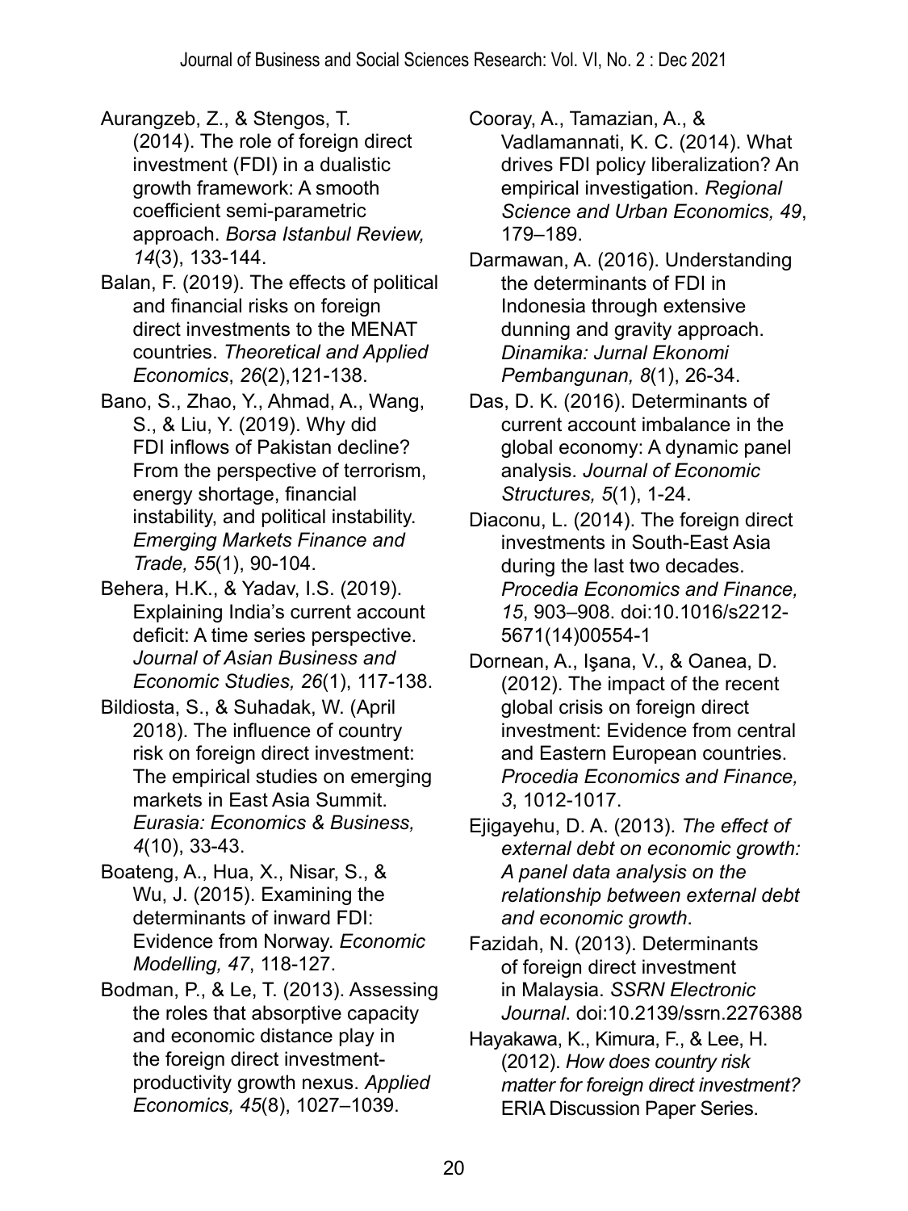Aurangzeb, Z., & Stengos, T. (2014). The role of foreign direct investment (FDI) in a dualistic growth framework: A smooth coefficient semi-parametric approach. *Borsa Istanbul Review, 14*(3), 133-144.

Balan, F. (2019). The effects of political and financial risks on foreign direct investments to the MENAT countries. *Theoretical and Applied Economics*, *26*(2),121-138.

Bano, S., Zhao, Y., Ahmad, A., Wang, S., & Liu, Y. (2019). Why did FDI inflows of Pakistan decline? From the perspective of terrorism, energy shortage, financial instability, and political instability. *Emerging Markets Finance and Trade, 55*(1), 90-104.

Behera, H.K., & Yadav, I.S. (2019). Explaining India's current account deficit: A time series perspective. *Journal of Asian Business and Economic Studies, 26*(1), 117-138.

Bildiosta, S., & Suhadak, W. (April 2018). The influence of country risk on foreign direct investment: The empirical studies on emerging markets in East Asia Summit. *Eurasia: Economics & Business, 4*(10), 33-43.

Boateng, A., Hua, X., Nisar, S., & Wu, J. (2015). Examining the determinants of inward FDI: Evidence from Norway. *Economic Modelling, 47*, 118-127.

Bodman, P., & Le, T. (2013). Assessing the roles that absorptive capacity and economic distance play in the foreign direct investment-productivity growth nexus. *Applied Economics, 45*(8), 1027–1039.

Cooray, A., Tamazian, A., & Vadlamannati, K. C. (2014). What drives FDI policy liberalization? An empirical investigation. *Regional Science and Urban Economics, 49*, 179–189.

Darmawan, A. (2016). Understanding the determinants of FDI in Indonesia through extensive dunning and gravity approach. *Dinamika: Jurnal Ekonomi Pembangunan, 8*(1), 26-34.

Das, D. K. (2016). Determinants of current account imbalance in the global economy: A dynamic panel analysis. *Journal of Economic Structures, 5*(1), 1-24.

Diaconu, L. (2014). The foreign direct investments in South-East Asia during the last two decades. *Procedia Economics and Finance, 15*, 903–908. doi:10.1016/s2212-5671(14)00554-1

Dornean, A., Işana, V., & Oanea, D. (2012). The impact of the recent global crisis on foreign direct investment: Evidence from central and Eastern European countries. *Procedia Economics and Finance, 3*, 1012-1017.

Ejigayehu, D. A. (2013). *The effect of external debt on economic growth: A panel data analysis on the relationship between external debt and economic growth*.

Fazidah, N. (2013). Determinants of foreign direct investment in Malaysia. *SSRN Electronic Journal*. doi:10.2139/ssrn.2276388

Hayakawa, K., Kimura, F., & Lee, H. (2012). *How does country risk matter for foreign direct investment?* ERIA Discussion Paper Series.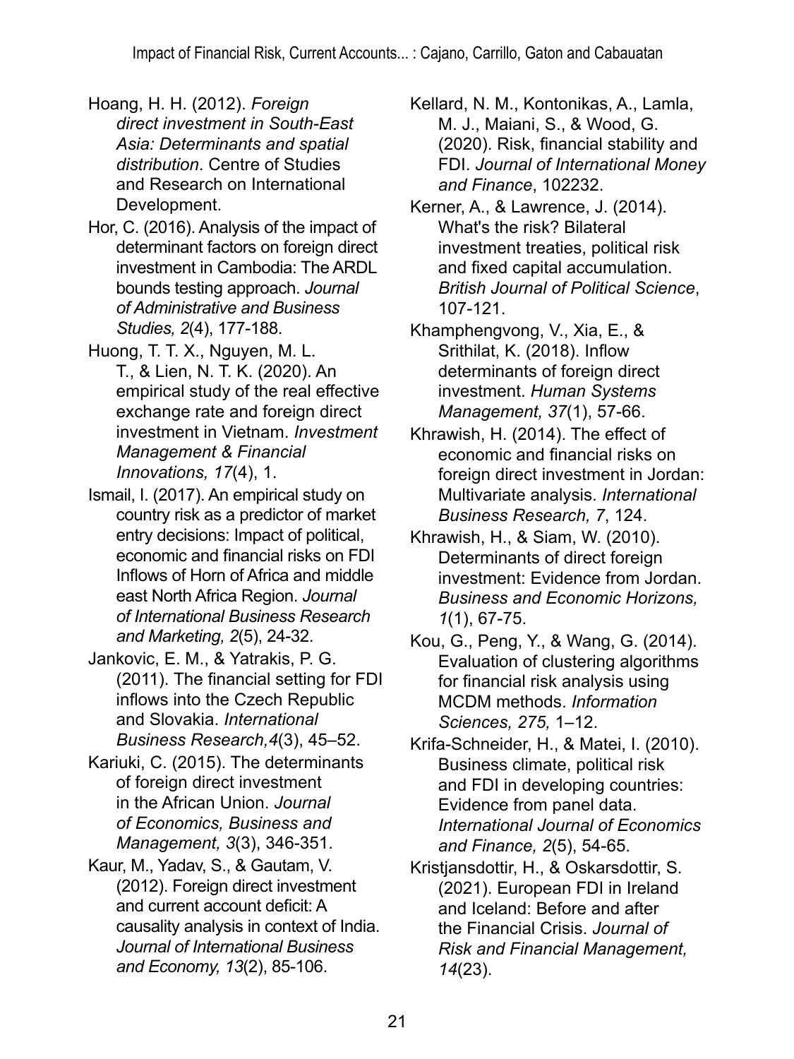Hoang, H. H. (2012). *Foreign direct investment in South-East Asia: Determinants and spatial distribution*. Centre of Studies and Research on International Development.

Hor, C. (2016). Analysis of the impact of determinant factors on foreign direct investment in Cambodia: The ARDL bounds testing approach. *Journal of Administrative and Business Studies, 2*(4), 177-188.

Huong, T. T. X., Nguyen, M. L. T., & Lien, N. T. K. (2020). An empirical study of the real effective exchange rate and foreign direct investment in Vietnam. *Investment Management & Financial Innovations, 17*(4), 1.

Ismail, I. (2017). An empirical study on country risk as a predictor of market entry decisions: Impact of political, economic and financial risks on FDI Inflows of Horn of Africa and middle east North Africa Region. *Journal of International Business Research and Marketing, 2*(5), 24-32.

Jankovic, E. M., & Yatrakis, P. G. (2011). The financial setting for FDI inflows into the Czech Republic and Slovakia. *International Business Research,4*(3), 45–52.

Kariuki, C. (2015). The determinants of foreign direct investment in the African Union. *Journal of Economics, Business and Management, 3*(3), 346-351.

Kaur, M., Yadav, S., & Gautam, V. (2012). Foreign direct investment and current account deficit: A causality analysis in context of India. *Journal of International Business and Economy, 13*(2), 85-106.

Kellard, N. M., Kontonikas, A., Lamla, M. J., Maiani, S., & Wood, G. (2020). Risk, financial stability and FDI. *Journal of International Money and Finance*, 102232.

Kerner, A., & Lawrence, J. (2014). What's the risk? Bilateral investment treaties, political risk and fixed capital accumulation. *British Journal of Political Science*, 107-121.

Khamphengvong, V., Xia, E., & Srithilat, K. (2018). Inflow determinants of foreign direct investment. *Human Systems Management, 37*(1), 57-66.

Khrawish, H. (2014). The effect of economic and financial risks on foreign direct investment in Jordan: Multivariate analysis. *International Business Research, 7*, 124.

Khrawish, H., & Siam, W. (2010). Determinants of direct foreign investment: Evidence from Jordan. *Business and Economic Horizons, 1*(1), 67-75.

Kou, G., Peng, Y., & Wang, G. (2014). Evaluation of clustering algorithms for financial risk analysis using MCDM methods. *Information Sciences, 275,* 1–12.

Krifa-Schneider, H., & Matei, I. (2010). Business climate, political risk and FDI in developing countries: Evidence from panel data. *International Journal of Economics and Finance, 2*(5), 54-65.

Kristjansdottir, H., & Oskarsdottir, S. (2021). European FDI in Ireland and Iceland: Before and after the Financial Crisis. *Journal of Risk and Financial Management, 14*(23).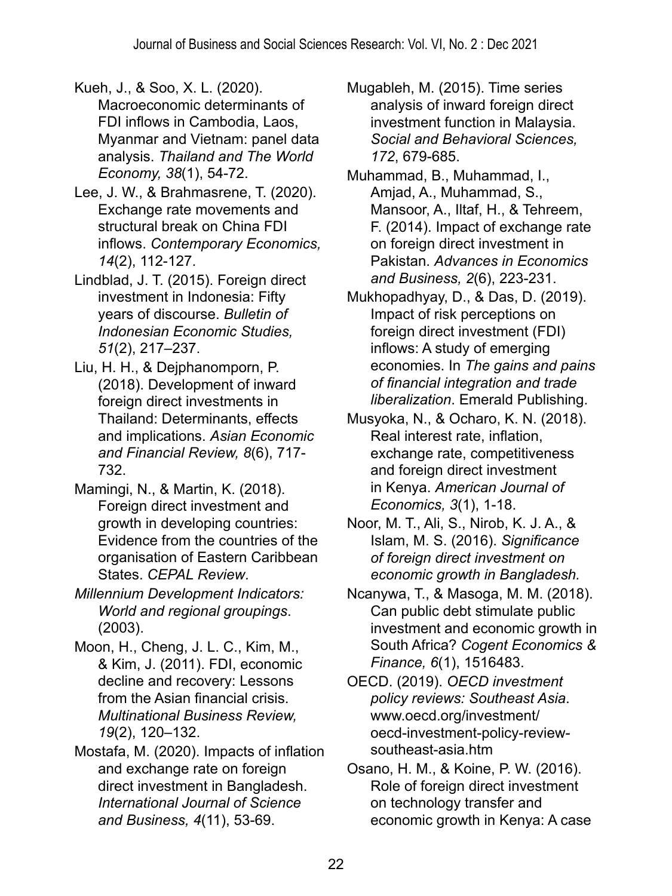Kueh, J., & Soo, X. L. (2020). Macroeconomic determinants of FDI inflows in Cambodia, Laos, Myanmar and Vietnam: panel data analysis. *Thailand and The World Economy, 38*(1), 54-72.

Lee, J. W., & Brahmasrene, T. (2020). Exchange rate movements and structural break on China FDI inflows. *Contemporary Economics, 14*(2), 112-127.

Lindblad, J. T. (2015). Foreign direct investment in Indonesia: Fifty years of discourse. *Bulletin of Indonesian Economic Studies, 51*(2), 217–237.

Liu, H. H., & Dejphanomporn, P. (2018). Development of inward foreign direct investments in Thailand: Determinants, effects and implications. *Asian Economic and Financial Review, 8*(6), 717-732.

Mamingi, N., & Martin, K. (2018). Foreign direct investment and growth in developing countries: Evidence from the countries of the organisation of Eastern Caribbean States. *CEPAL Review*.

*Millennium Development Indicators: World and regional groupings*. (2003).

Moon, H., Cheng, J. L. C., Kim, M., & Kim, J. (2011). FDI, economic decline and recovery: Lessons from the Asian financial crisis. *Multinational Business Review, 19*(2), 120–132.

Mostafa, M. (2020). Impacts of inflation and exchange rate on foreign direct investment in Bangladesh. *International Journal of Science and Business, 4*(11), 53-69.

Mugableh, M. (2015). Time series analysis of inward foreign direct investment function in Malaysia. *Social and Behavioral Sciences, 172*, 679-685.

Muhammad, B., Muhammad, I., Amjad, A., Muhammad, S., Mansoor, A., Iltaf, H., & Tehreem, F. (2014). Impact of exchange rate on foreign direct investment in Pakistan. *Advances in Economics and Business, 2*(6), 223-231.

Mukhopadhyay, D., & Das, D. (2019). Impact of risk perceptions on foreign direct investment (FDI) inflows: A study of emerging economies. In *The gains and pains of financial integration and trade liberalization*. Emerald Publishing.

Musyoka, N., & Ocharo, K. N. (2018). Real interest rate, inflation, exchange rate, competitiveness and foreign direct investment in Kenya. *American Journal of Economics, 3*(1), 1-18.

Noor, M. T., Ali, S., Nirob, K. J. A., & Islam, M. S. (2016). *Significance of foreign direct investment on economic growth in Bangladesh.*

Ncanywa, T., & Masoga, M. M. (2018). Can public debt stimulate public investment and economic growth in South Africa? *Cogent Economics & Finance, 6*(1), 1516483.

OECD. (2019). *OECD investment policy reviews: Southeast Asia*. www.oecd.org/investment/oecd-investment-policy-review-southeast-asia.htm

Osano, H. M., & Koine, P. W. (2016). Role of foreign direct investment on technology transfer and economic growth in Kenya: A case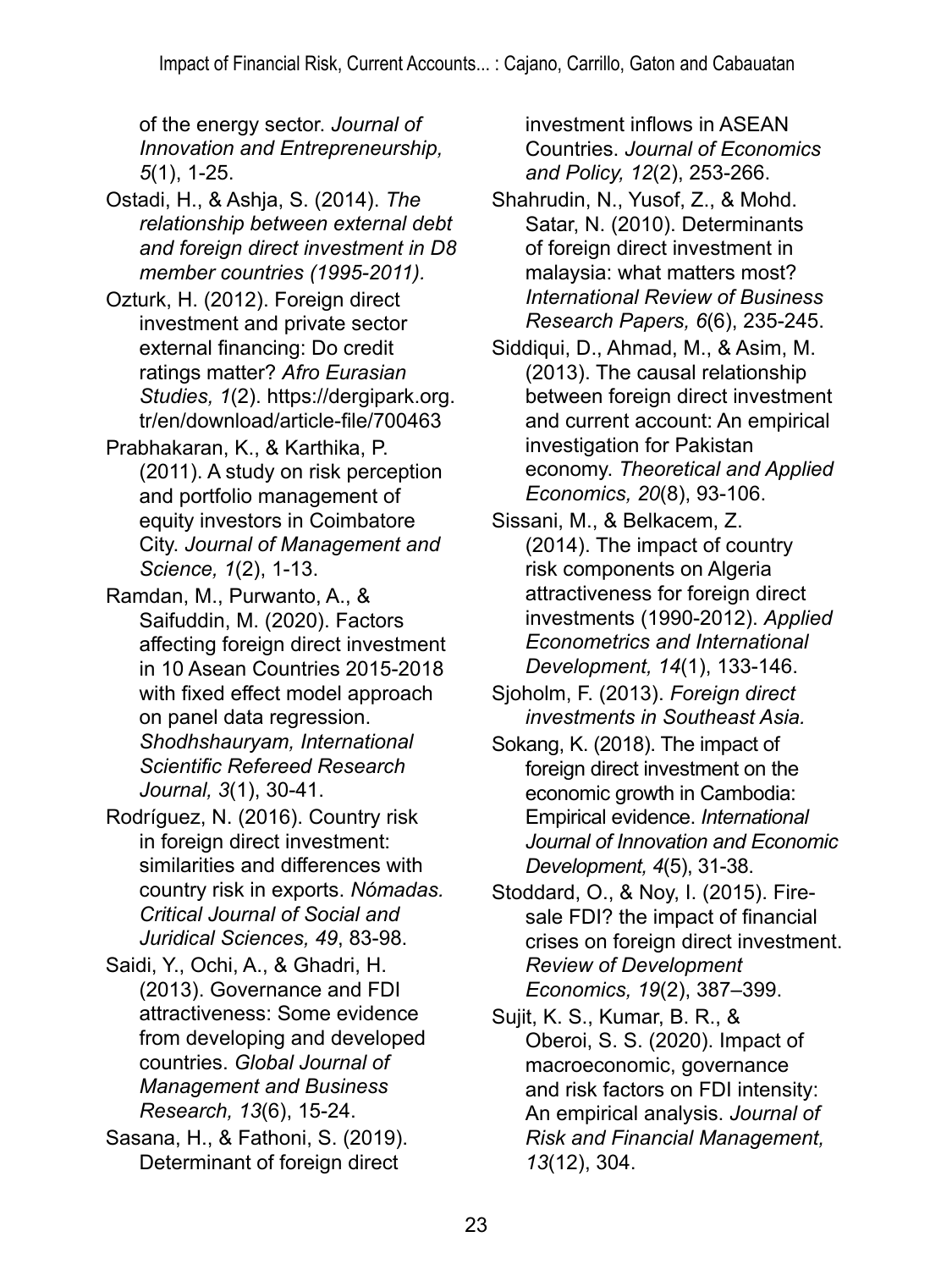of the energy sector. *Journal of Innovation and Entrepreneurship, 5*(1), 1-25.

Ostadi, H., & Ashja, S. (2014). *The relationship between external debt and foreign direct investment in D8 member countries (1995-2011).*

Ozturk, H. (2012). Foreign direct investment and private sector external financing: Do credit ratings matter? *Afro Eurasian Studies, 1*(2). https://dergipark.org.tr/en/download/article-file/700463

Prabhakaran, K., & Karthika, P. (2011). A study on risk perception and portfolio management of equity investors in Coimbatore City. *Journal of Management and Science, 1*(2), 1-13.

Ramdan, M., Purwanto, A., & Saifuddin, M. (2020). Factors affecting foreign direct investment in 10 Asean Countries 2015-2018 with fixed effect model approach on panel data regression. *Shodhshauryam, International Scientific Refereed Research Journal, 3*(1), 30-41.

Rodríguez, N. (2016). Country risk in foreign direct investment: similarities and differences with country risk in exports. *Nómadas. Critical Journal of Social and Juridical Sciences, 49*, 83-98.

Saidi, Y., Ochi, A., & Ghadri, H. (2013). Governance and FDI attractiveness: Some evidence from developing and developed countries. *Global Journal of Management and Business Research, 13*(6), 15-24.

Sasana, H., & Fathoni, S. (2019). Determinant of foreign direct investment inflows in ASEAN Countries. *Journal of Economics and Policy, 12*(2), 253-266.

Shahrudin, N., Yusof, Z., & Mohd. Satar, N. (2010). Determinants of foreign direct investment in malaysia: what matters most? *International Review of Business Research Papers, 6*(6), 235-245.

Siddiqui, D., Ahmad, M., & Asim, M. (2013). The causal relationship between foreign direct investment and current account: An empirical investigation for Pakistan economy. *Theoretical and Applied Economics, 20*(8), 93-106.

Sissani, M., & Belkacem, Z. (2014). The impact of country risk components on Algeria attractiveness for foreign direct investments (1990-2012). *Applied Econometrics and International Development, 14*(1), 133-146.

Sjoholm, F. (2013). *Foreign direct investments in Southeast Asia.*

Sokang, K. (2018). The impact of foreign direct investment on the economic growth in Cambodia: Empirical evidence. *International Journal of Innovation and Economic Development, 4*(5), 31-38.

Stoddard, O., & Noy, I. (2015). Fire-sale FDI? the impact of financial crises on foreign direct investment. *Review of Development Economics, 19*(2), 387–399.

Sujit, K. S., Kumar, B. R., & Oberoi, S. S. (2020). Impact of macroeconomic, governance and risk factors on FDI intensity: An empirical analysis. *Journal of Risk and Financial Management, 13*(12), 304.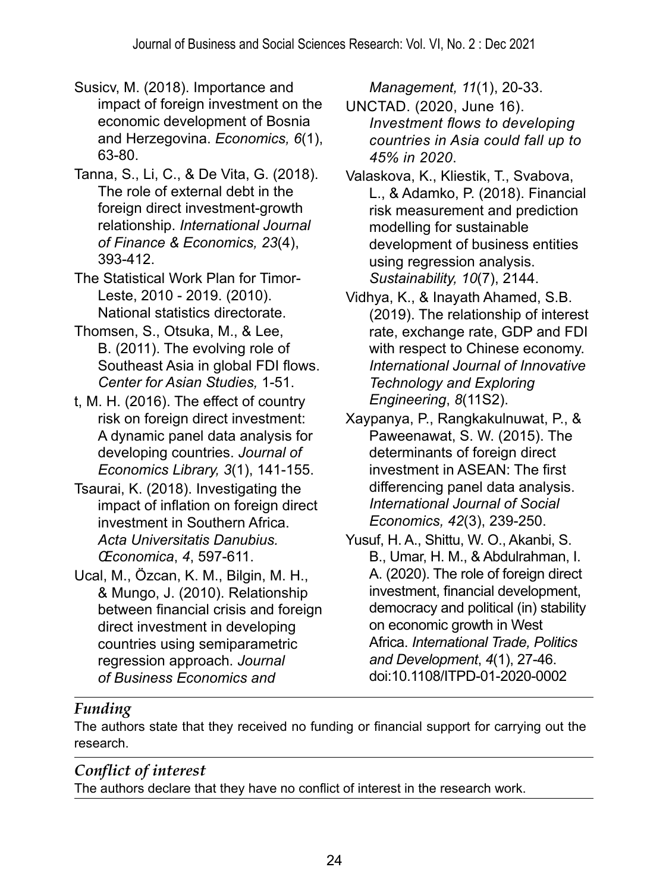Susicv, M. (2018). Importance and impact of foreign investment on the economic development of Bosnia and Herzegovina. *Economics, 6*(1), 63-80.

Tanna, S., Li, C., & De Vita, G. (2018). The role of external debt in the foreign direct investment-growth relationship. *International Journal of Finance & Economics, 23*(4), 393-412.

The Statistical Work Plan for Timor-Leste, 2010 - 2019. (2010). National statistics directorate.

Thomsen, S., Otsuka, M., & Lee, B. (2011). The evolving role of Southeast Asia in global FDI flows. *Center for Asian Studies,* 1-51.

t, M. H. (2016). The effect of country risk on foreign direct investment: A dynamic panel data analysis for developing countries. *Journal of Economics Library, 3*(1), 141-155.

Tsaurai, K. (2018). Investigating the impact of inflation on foreign direct investment in Southern Africa. *Acta Universitatis Danubius. Œconomica*, *4*, 597-611.

Ucal, M., Özcan, K. M., Bilgin, M. H., & Mungo, J. (2010). Relationship between financial crisis and foreign direct investment in developing countries using semiparametric regression approach. *Journal of Business Economics and Management, 11*(1), 20-33.

UNCTAD. (2020, June 16). *Investment flows to developing countries in Asia could fall up to 45% in 2020*.

Valaskova, K., Kliestik, T., Svabova, L., & Adamko, P. (2018). Financial risk measurement and prediction modelling for sustainable development of business entities using regression analysis. *Sustainability, 10*(7), 2144.

Vidhya, K., & Inayath Ahamed, S.B. (2019). The relationship of interest rate, exchange rate, GDP and FDI with respect to Chinese economy. *International Journal of Innovative Technology and Exploring Engineering*, *8*(11S2).

Xaypanya, P., Rangkakulnuwat, P., & Paweenawat, S. W. (2015). The determinants of foreign direct investment in ASEAN: The first differencing panel data analysis. *International Journal of Social Economics, 42*(3), 239-250.

Yusuf, H. A., Shittu, W. O., Akanbi, S. B., Umar, H. M., & Abdulrahman, I. A. (2020). The role of foreign direct investment, financial development, democracy and political (in) stability on economic growth in West Africa. *International Trade, Politics and Development*, *4*(1), 27-46. doi:10.1108/ITPD-01-2020-0002

## *Funding*

The authors state that they received no funding or financial support for carrying out the research.

## *Conflict of interest*

The authors declare that they have no conflict of interest in the research work.